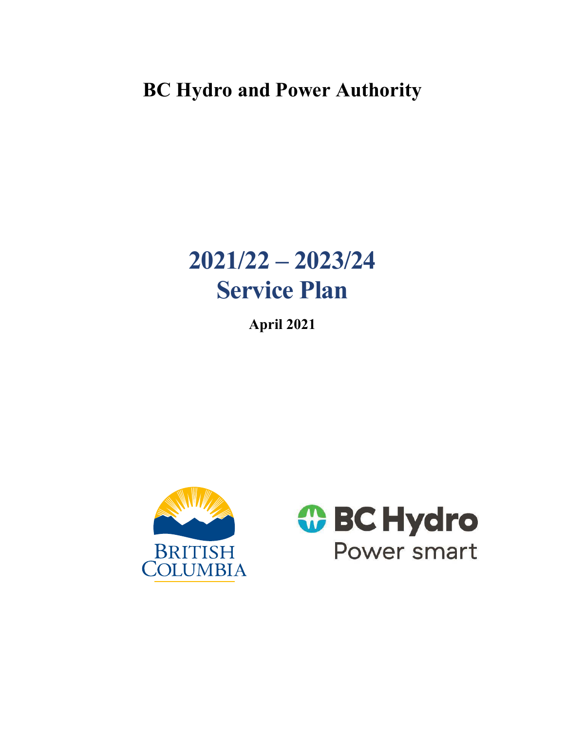# BC Hydro and Power Authority

# 2021/22 – 2023/24 Service Plan

**April 2021**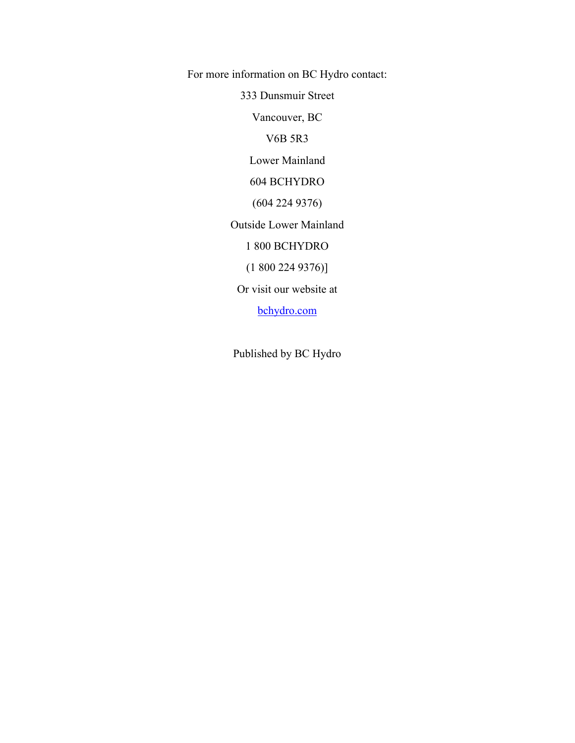For more information on BC Hydro contact:

333 Dunsmuir Street

Vancouver, BC

V6B 5R3

Lower Mainland

604 BCHYDRO

(604 224 9376)

Outside Lower Mainland

1 800 BCHYDRO

(1 800 224 9376)]

Or visit our website at

[bchydro.com](bchydro.com)

Published by BC Hydro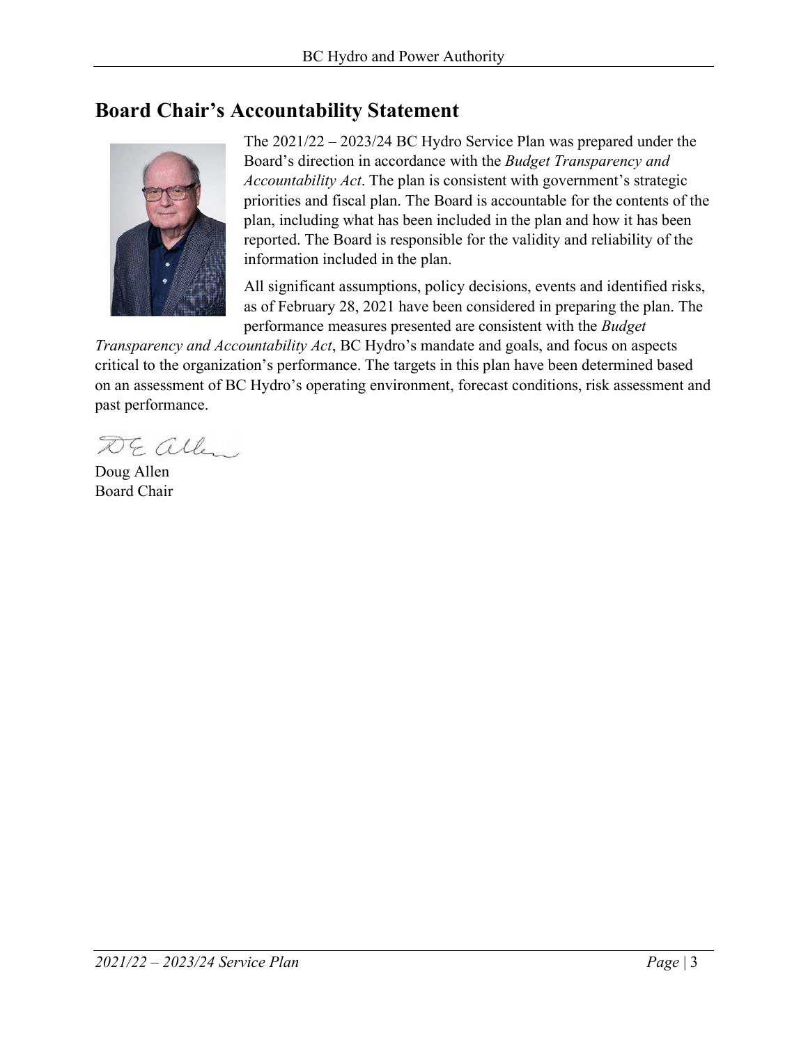# Board Chair's Accountability Statement

The 2021/22 – 2023/24 BC Hydro Service Plan was prepared under the Board's direction in accordance with the *Budget Transparency and Accountability Act*. The plan is consistent with government's strategic priorities and fiscal plan. The Board is accountable for the contents of the plan, including what has been included in the plan and how it has been reported. The Board is responsible for the validity and reliability of the information included in the plan.

All significant assumptions, policy decisions, events and identified risks, as of February 28, 2021 have been considered in preparing the plan. The performance measures presented are consistent with the *Budget Transparency and Accountability Act*, BC Hydro's mandate and goals, and focus on aspects critical to the organization's performance. The targets in this plan have been determined based on an assessment of BC Hydro's operating environment, forecast conditions, risk assessment and past performance.

Doug Allen
Board Chair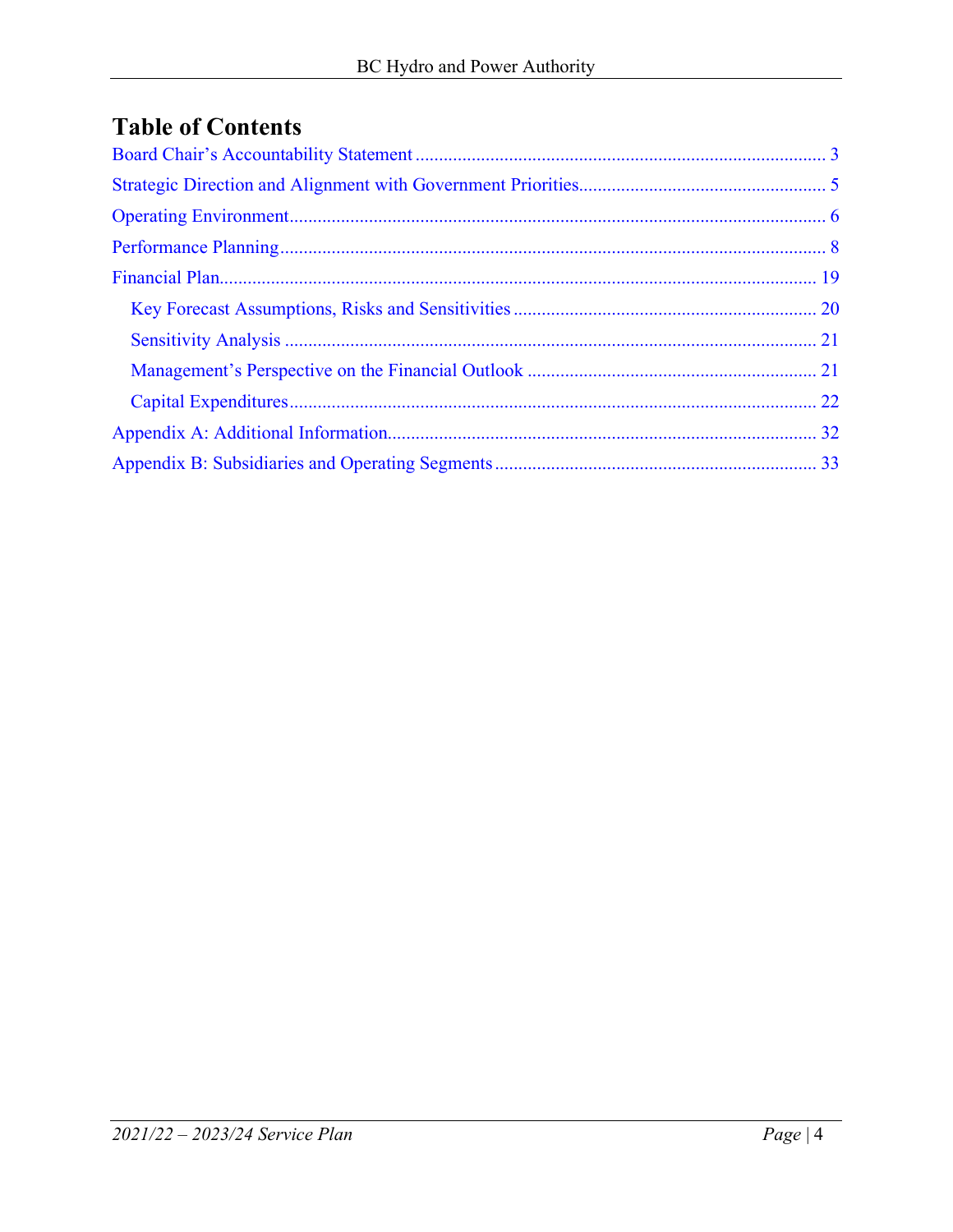# Table of Contents

Board Chair's Accountability Statement ........ 3

Strategic Direction and Alignment with Government Priorities ........ 5

Operating Environment ........ 6

Performance Planning ........ 8

Financial Plan ........ 19

- Key Forecast Assumptions, Risks and Sensitivities ........ 20
- Sensitivity Analysis ........ 21
- Management's Perspective on the Financial Outlook ........ 21
- Capital Expenditures ........ 22

Appendix A: Additional Information ........ 32

Appendix B: Subsidiaries and Operating Segments ........ 33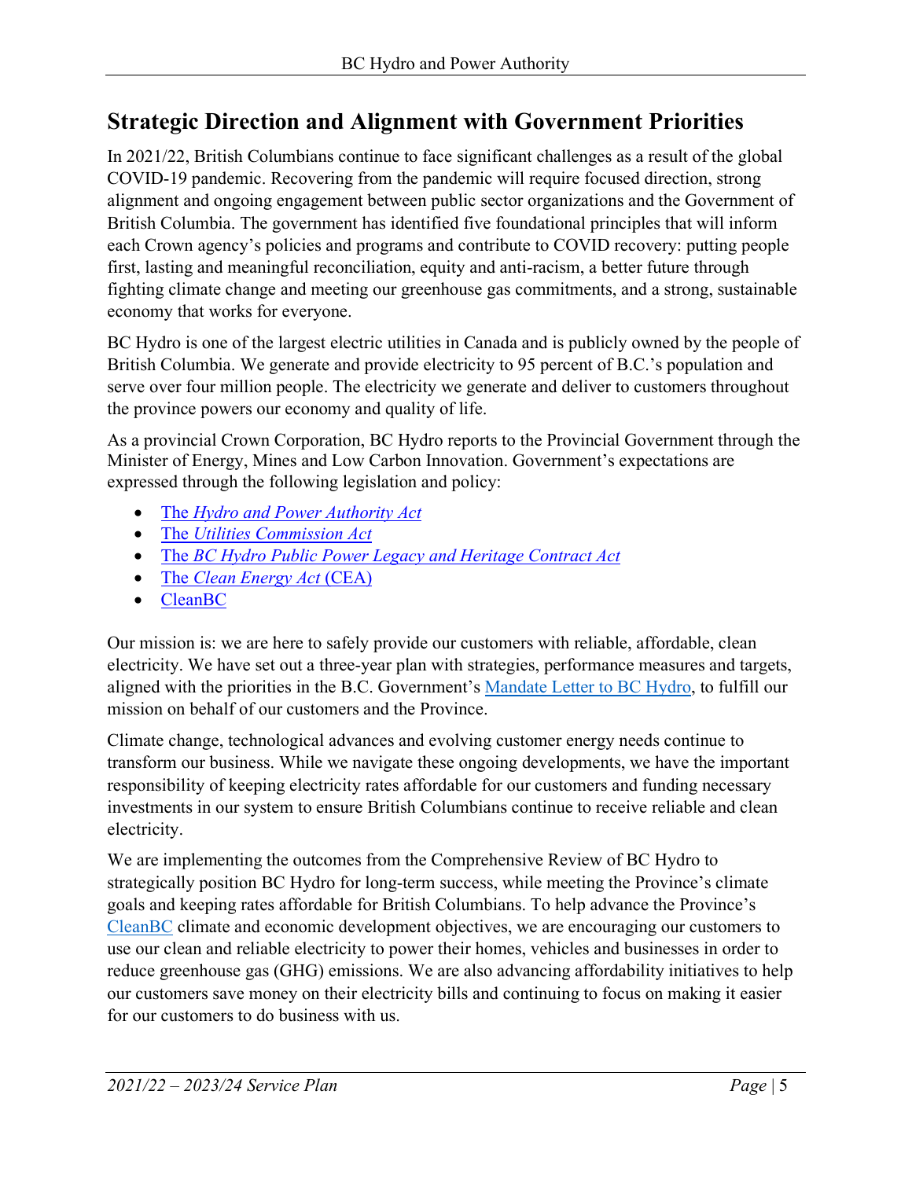## Strategic Direction and Alignment with Government Priorities

In 2021/22, British Columbians continue to face significant challenges as a result of the global COVID-19 pandemic. Recovering from the pandemic will require focused direction, strong alignment and ongoing engagement between public sector organizations and the Government of British Columbia. The government has identified five foundational principles that will inform each Crown agency's policies and programs and contribute to COVID recovery: putting people first, lasting and meaningful reconciliation, equity and anti-racism, a better future through fighting climate change and meeting our greenhouse gas commitments, and a strong, sustainable economy that works for everyone.

BC Hydro is one of the largest electric utilities in Canada and is publicly owned by the people of British Columbia. We generate and provide electricity to 95 percent of B.C.'s population and serve over four million people. The electricity we generate and deliver to customers throughout the province powers our economy and quality of life.

As a provincial Crown Corporation, BC Hydro reports to the Provincial Government through the Minister of Energy, Mines and Low Carbon Innovation. Government's expectations are expressed through the following legislation and policy:

- The *Hydro and Power Authority Act*
- The *Utilities Commission Act*
- The *BC Hydro Public Power Legacy and Heritage Contract Act*
- The *Clean Energy Act* (CEA)
- CleanBC

Our mission is: we are here to safely provide our customers with reliable, affordable, clean electricity. We have set out a three-year plan with strategies, performance measures and targets, aligned with the priorities in the B.C. Government's Mandate Letter to BC Hydro, to fulfill our mission on behalf of our customers and the Province.

Climate change, technological advances and evolving customer energy needs continue to transform our business. While we navigate these ongoing developments, we have the important responsibility of keeping electricity rates affordable for our customers and funding necessary investments in our system to ensure British Columbians continue to receive reliable and clean electricity.

We are implementing the outcomes from the Comprehensive Review of BC Hydro to strategically position BC Hydro for long-term success, while meeting the Province's climate goals and keeping rates affordable for British Columbians. To help advance the Province's CleanBC climate and economic development objectives, we are encouraging our customers to use our clean and reliable electricity to power their homes, vehicles and businesses in order to reduce greenhouse gas (GHG) emissions. We are also advancing affordability initiatives to help our customers save money on their electricity bills and continuing to focus on making it easier for our customers to do business with us.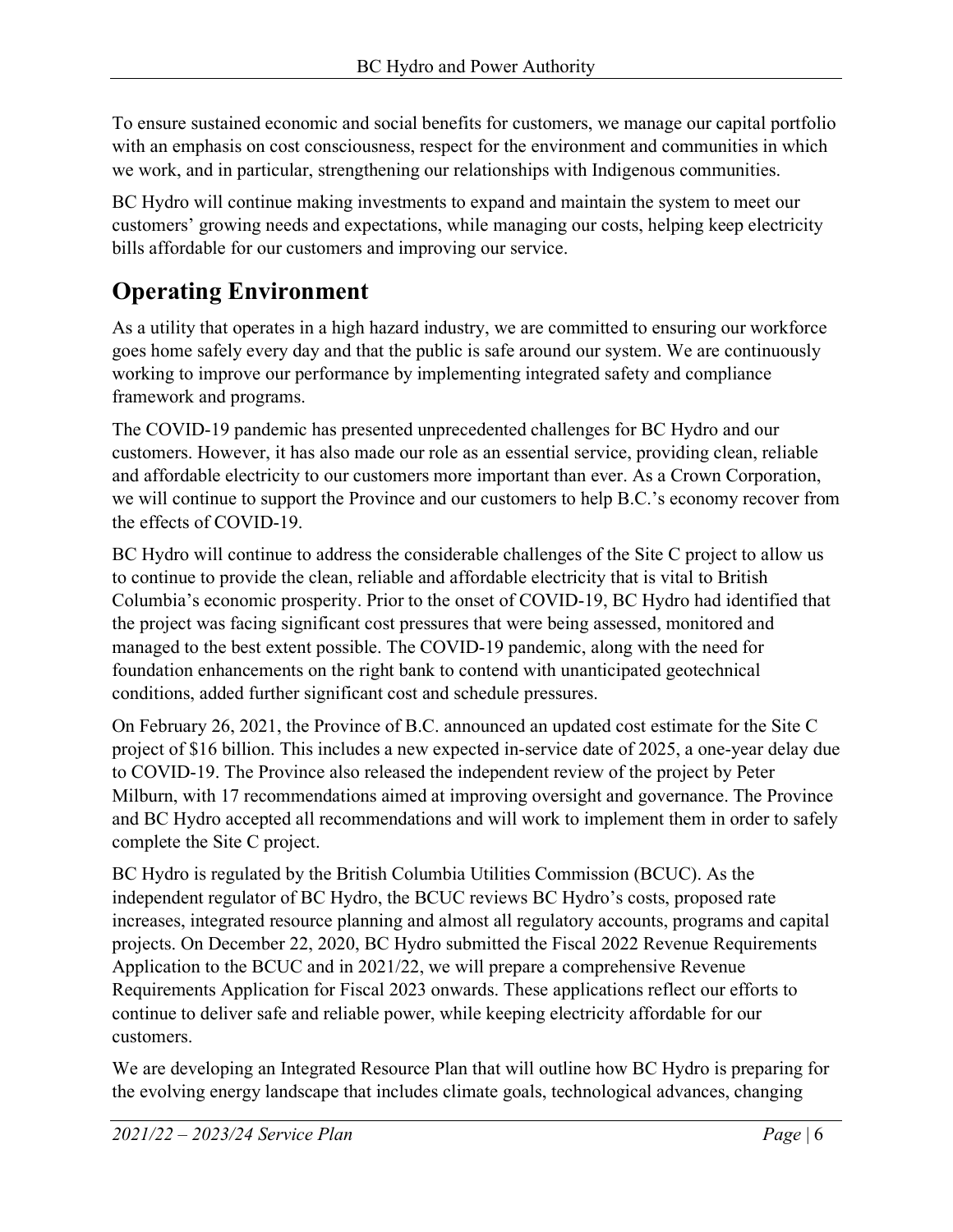To ensure sustained economic and social benefits for customers, we manage our capital portfolio with an emphasis on cost consciousness, respect for the environment and communities in which we work, and in particular, strengthening our relationships with Indigenous communities.

BC Hydro will continue making investments to expand and maintain the system to meet our customers' growing needs and expectations, while managing our costs, helping keep electricity bills affordable for our customers and improving our service.

# Operating Environment

As a utility that operates in a high hazard industry, we are committed to ensuring our workforce goes home safely every day and that the public is safe around our system. We are continuously working to improve our performance by implementing integrated safety and compliance framework and programs.

The COVID-19 pandemic has presented unprecedented challenges for BC Hydro and our customers. However, it has also made our role as an essential service, providing clean, reliable and affordable electricity to our customers more important than ever. As a Crown Corporation, we will continue to support the Province and our customers to help B.C.'s economy recover from the effects of COVID-19.

BC Hydro will continue to address the considerable challenges of the Site C project to allow us to continue to provide the clean, reliable and affordable electricity that is vital to British Columbia's economic prosperity. Prior to the onset of COVID-19, BC Hydro had identified that the project was facing significant cost pressures that were being assessed, monitored and managed to the best extent possible. The COVID-19 pandemic, along with the need for foundation enhancements on the right bank to contend with unanticipated geotechnical conditions, added further significant cost and schedule pressures.

On February 26, 2021, the Province of B.C. announced an updated cost estimate for the Site C project of $16 billion. This includes a new expected in-service date of 2025, a one-year delay due to COVID-19. The Province also released the independent review of the project by Peter Milburn, with 17 recommendations aimed at improving oversight and governance. The Province and BC Hydro accepted all recommendations and will work to implement them in order to safely complete the Site C project.

BC Hydro is regulated by the British Columbia Utilities Commission (BCUC). As the independent regulator of BC Hydro, the BCUC reviews BC Hydro's costs, proposed rate increases, integrated resource planning and almost all regulatory accounts, programs and capital projects. On December 22, 2020, BC Hydro submitted the Fiscal 2022 Revenue Requirements Application to the BCUC and in 2021/22, we will prepare a comprehensive Revenue Requirements Application for Fiscal 2023 onwards. These applications reflect our efforts to continue to deliver safe and reliable power, while keeping electricity affordable for our customers.

We are developing an Integrated Resource Plan that will outline how BC Hydro is preparing for the evolving energy landscape that includes climate goals, technological advances, changing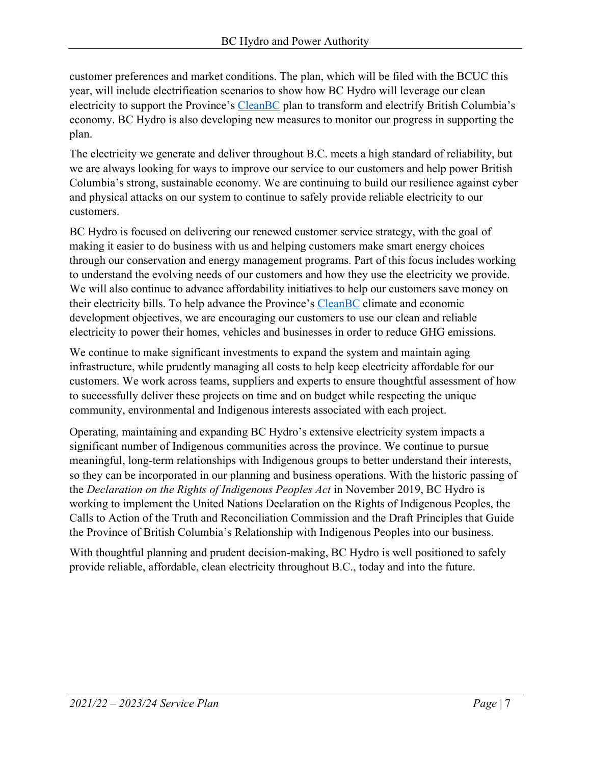customer preferences and market conditions. The plan, which will be filed with the BCUC this year, will include electrification scenarios to show how BC Hydro will leverage our clean electricity to support the Province's CleanBC plan to transform and electrify British Columbia's economy. BC Hydro is also developing new measures to monitor our progress in supporting the plan.

The electricity we generate and deliver throughout B.C. meets a high standard of reliability, but we are always looking for ways to improve our service to our customers and help power British Columbia's strong, sustainable economy. We are continuing to build our resilience against cyber and physical attacks on our system to continue to safely provide reliable electricity to our customers.

BC Hydro is focused on delivering our renewed customer service strategy, with the goal of making it easier to do business with us and helping customers make smart energy choices through our conservation and energy management programs. Part of this focus includes working to understand the evolving needs of our customers and how they use the electricity we provide. We will also continue to advance affordability initiatives to help our customers save money on their electricity bills. To help advance the Province's CleanBC climate and economic development objectives, we are encouraging our customers to use our clean and reliable electricity to power their homes, vehicles and businesses in order to reduce GHG emissions.

We continue to make significant investments to expand the system and maintain aging infrastructure, while prudently managing all costs to help keep electricity affordable for our customers. We work across teams, suppliers and experts to ensure thoughtful assessment of how to successfully deliver these projects on time and on budget while respecting the unique community, environmental and Indigenous interests associated with each project.

Operating, maintaining and expanding BC Hydro's extensive electricity system impacts a significant number of Indigenous communities across the province. We continue to pursue meaningful, long-term relationships with Indigenous groups to better understand their interests, so they can be incorporated in our planning and business operations. With the historic passing of the *Declaration on the Rights of Indigenous Peoples Act* in November 2019, BC Hydro is working to implement the United Nations Declaration on the Rights of Indigenous Peoples, the Calls to Action of the Truth and Reconciliation Commission and the Draft Principles that Guide the Province of British Columbia's Relationship with Indigenous Peoples into our business.

With thoughtful planning and prudent decision-making, BC Hydro is well positioned to safely provide reliable, affordable, clean electricity throughout B.C., today and into the future.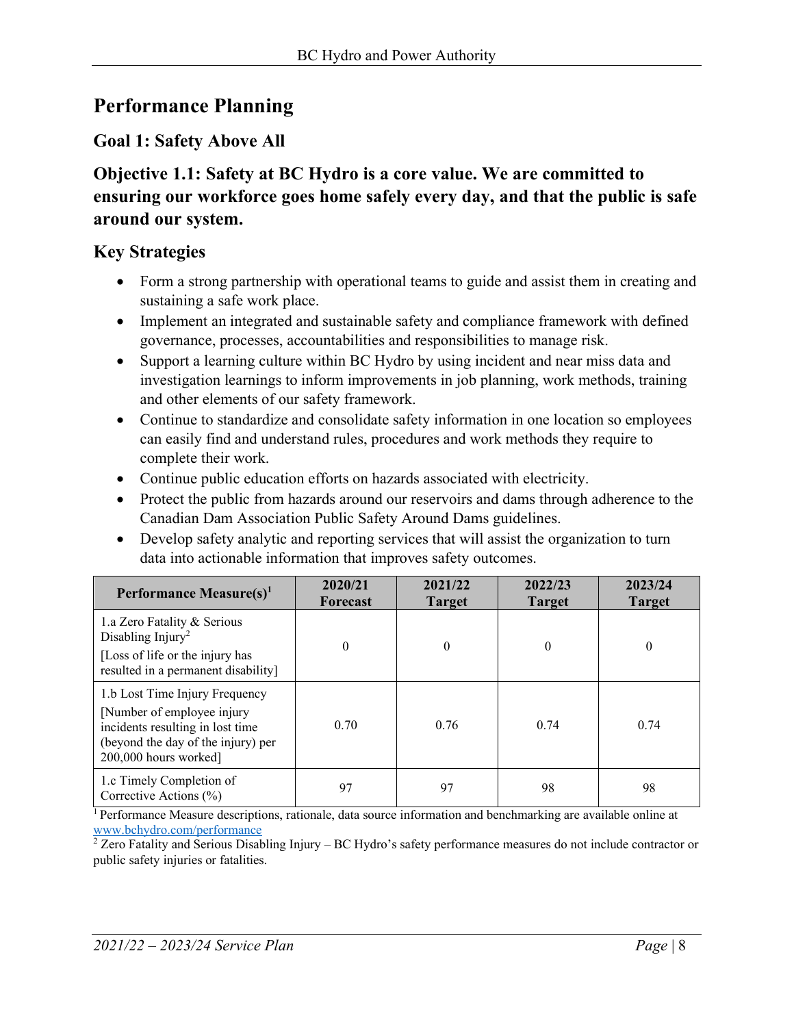# Performance Planning

## Goal 1: Safety Above All

### Objective 1.1: Safety at BC Hydro is a core value. We are committed to ensuring our workforce goes home safely every day, and that the public is safe around our system.

### Key Strategies

- Form a strong partnership with operational teams to guide and assist them in creating and sustaining a safe work place.
- Implement an integrated and sustainable safety and compliance framework with defined governance, processes, accountabilities and responsibilities to manage risk.
- Support a learning culture within BC Hydro by using incident and near miss data and investigation learnings to inform improvements in job planning, work methods, training and other elements of our safety framework.
- Continue to standardize and consolidate safety information in one location so employees can easily find and understand rules, procedures and work methods they require to complete their work.
- Continue public education efforts on hazards associated with electricity.
- Protect the public from hazards around our reservoirs and dams through adherence to the Canadian Dam Association Public Safety Around Dams guidelines.
- Develop safety analytic and reporting services that will assist the organization to turn data into actionable information that improves safety outcomes.

| Performance Measure(s)[1] | 2020/21 Forecast | 2021/22 Target | 2022/23 Target | 2023/24 Target |
|---|---|---|---|---|
| 1.a Zero Fatality & Serious Disabling Injury[2] [Loss of life or the injury has resulted in a permanent disability] | 0 | 0 | 0 | 0 |
| 1.b Lost Time Injury Frequency [Number of employee injury incidents resulting in lost time (beyond the day of the injury) per 200,000 hours worked] | 0.70 | 0.76 | 0.74 | 0.74 |
| 1.c Timely Completion of Corrective Actions (%) | 97 | 97 | 98 | 98 |

[1] Performance Measure descriptions, rationale, data source information and benchmarking are available online at www.bchydro.com/performance

[2] Zero Fatality and Serious Disabling Injury – BC Hydro's safety performance measures do not include contractor or public safety injuries or fatalities.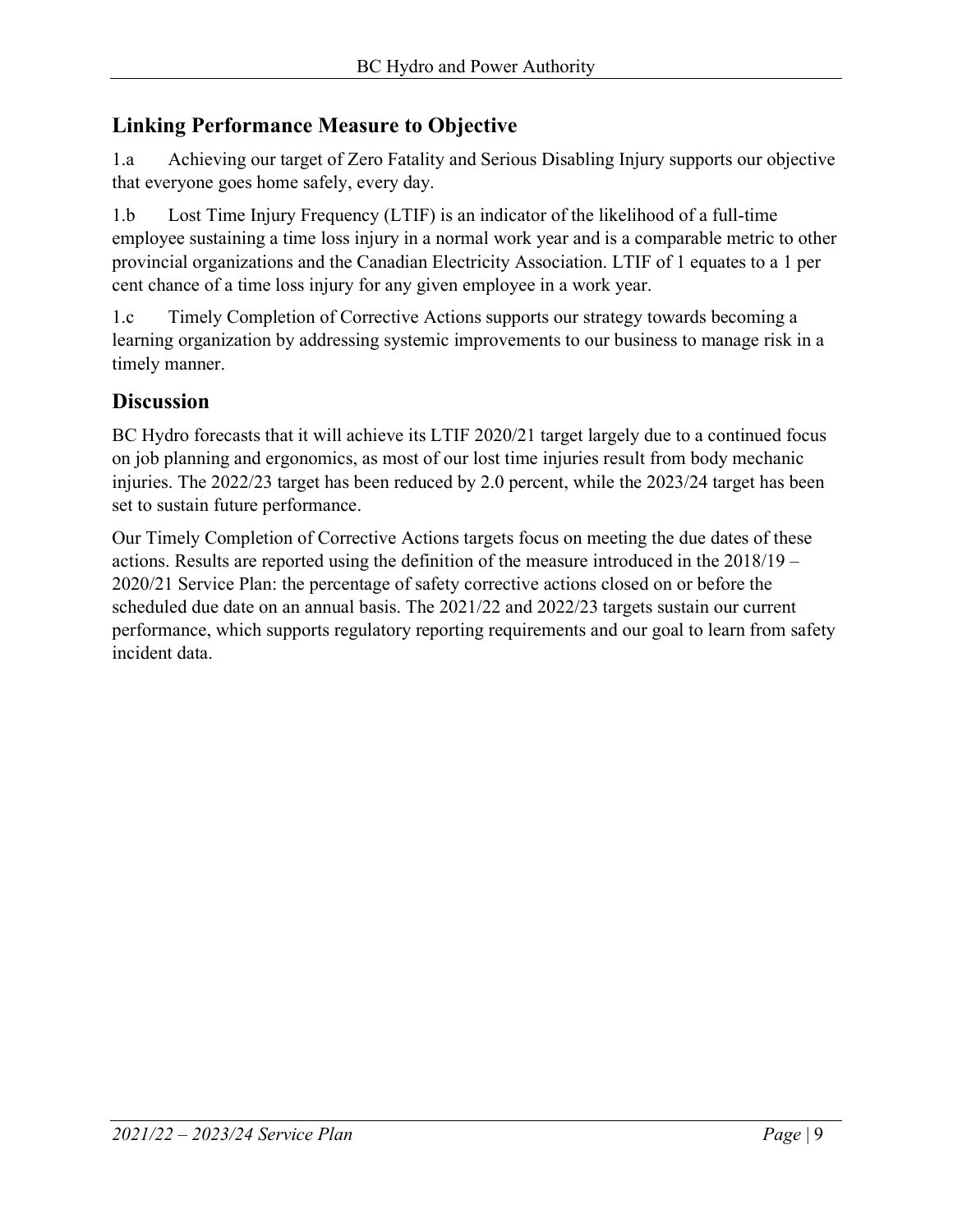## Linking Performance Measure to Objective

1.a Achieving our target of Zero Fatality and Serious Disabling Injury supports our objective that everyone goes home safely, every day.

1.b Lost Time Injury Frequency (LTIF) is an indicator of the likelihood of a full-time employee sustaining a time loss injury in a normal work year and is a comparable metric to other provincial organizations and the Canadian Electricity Association. LTIF of 1 equates to a 1 per cent chance of a time loss injury for any given employee in a work year.

1.c Timely Completion of Corrective Actions supports our strategy towards becoming a learning organization by addressing systemic improvements to our business to manage risk in a timely manner.

## Discussion

BC Hydro forecasts that it will achieve its LTIF 2020/21 target largely due to a continued focus on job planning and ergonomics, as most of our lost time injuries result from body mechanic injuries. The 2022/23 target has been reduced by 2.0 percent, while the 2023/24 target has been set to sustain future performance.

Our Timely Completion of Corrective Actions targets focus on meeting the due dates of these actions. Results are reported using the definition of the measure introduced in the 2018/19 – 2020/21 Service Plan: the percentage of safety corrective actions closed on or before the scheduled due date on an annual basis. The 2021/22 and 2022/23 targets sustain our current performance, which supports regulatory reporting requirements and our goal to learn from safety incident data.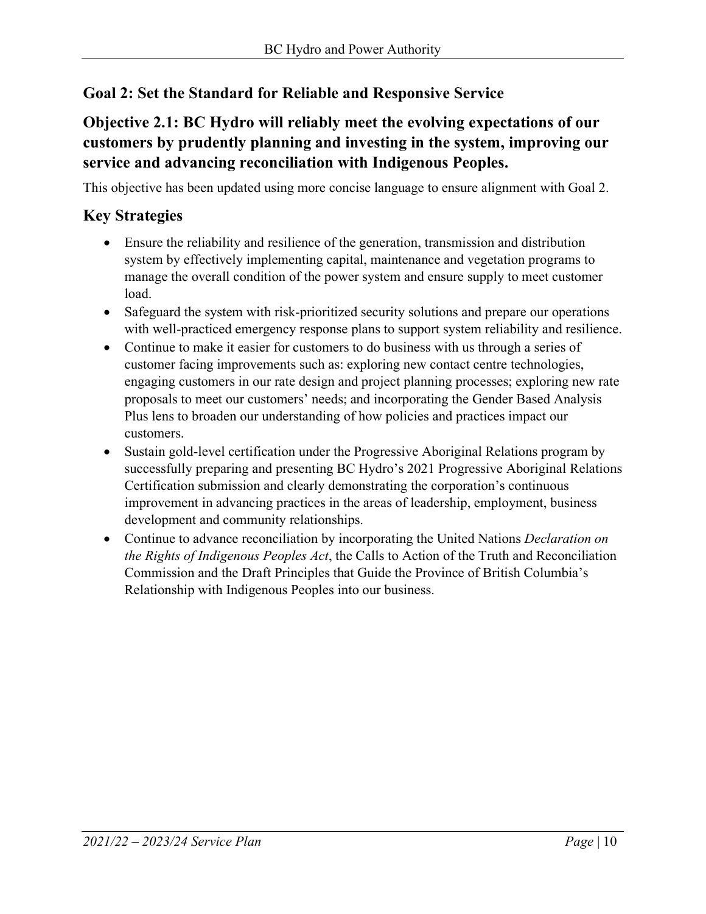## Goal 2: Set the Standard for Reliable and Responsive Service

## Objective 2.1: BC Hydro will reliably meet the evolving expectations of our customers by prudently planning and investing in the system, improving our service and advancing reconciliation with Indigenous Peoples.

This objective has been updated using more concise language to ensure alignment with Goal 2.

### Key Strategies

- Ensure the reliability and resilience of the generation, transmission and distribution system by effectively implementing capital, maintenance and vegetation programs to manage the overall condition of the power system and ensure supply to meet customer load.
- Safeguard the system with risk-prioritized security solutions and prepare our operations with well-practiced emergency response plans to support system reliability and resilience.
- Continue to make it easier for customers to do business with us through a series of customer facing improvements such as: exploring new contact centre technologies, engaging customers in our rate design and project planning processes; exploring new rate proposals to meet our customers' needs; and incorporating the Gender Based Analysis Plus lens to broaden our understanding of how policies and practices impact our customers.
- Sustain gold-level certification under the Progressive Aboriginal Relations program by successfully preparing and presenting BC Hydro's 2021 Progressive Aboriginal Relations Certification submission and clearly demonstrating the corporation's continuous improvement in advancing practices in the areas of leadership, employment, business development and community relationships.
- Continue to advance reconciliation by incorporating the United Nations *Declaration on the Rights of Indigenous Peoples Act*, the Calls to Action of the Truth and Reconciliation Commission and the Draft Principles that Guide the Province of British Columbia's Relationship with Indigenous Peoples into our business.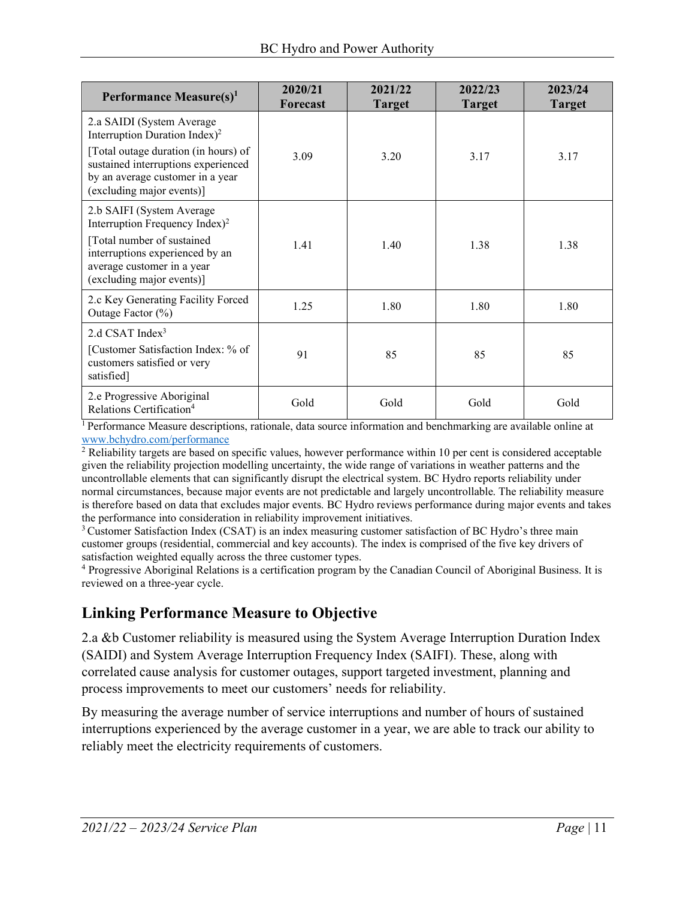| Performance Measure(s)[1] | 2020/21 Forecast | 2021/22 Target | 2022/23 Target | 2023/24 Target |
|---|---|---|---|---|
| 2.a SAIDI (System Average Interruption Duration Index)[2] [Total outage duration (in hours) of sustained interruptions experienced by an average customer in a year (excluding major events)] | 3.09 | 3.20 | 3.17 | 3.17 |
| 2.b SAIFI (System Average Interruption Frequency Index)[2] [Total number of sustained interruptions experienced by an average customer in a year (excluding major events)] | 1.41 | 1.40 | 1.38 | 1.38 |
| 2.c Key Generating Facility Forced Outage Factor (%) | 1.25 | 1.80 | 1.80 | 1.80 |
| 2.d CSAT Index[3] [Customer Satisfaction Index: % of customers satisfied or very satisfied] | 91 | 85 | 85 | 85 |
| 2.e Progressive Aboriginal Relations Certification[4] | Gold | Gold | Gold | Gold |

[1] Performance Measure descriptions, rationale, data source information and benchmarking are available online at www.bchydro.com/performance

[2] Reliability targets are based on specific values, however performance within 10 per cent is considered acceptable given the reliability projection modelling uncertainty, the wide range of variations in weather patterns and the uncontrollable elements that can significantly disrupt the electrical system. BC Hydro reports reliability under normal circumstances, because major events are not predictable and largely uncontrollable. The reliability measure is therefore based on data that excludes major events. BC Hydro reviews performance during major events and takes the performance into consideration in reliability improvement initiatives.

[3] Customer Satisfaction Index (CSAT) is an index measuring customer satisfaction of BC Hydro's three main customer groups (residential, commercial and key accounts). The index is comprised of the five key drivers of satisfaction weighted equally across the three customer types.

[4] Progressive Aboriginal Relations is a certification program by the Canadian Council of Aboriginal Business. It is reviewed on a three-year cycle.

## Linking Performance Measure to Objective

2.a &b Customer reliability is measured using the System Average Interruption Duration Index (SAIDI) and System Average Interruption Frequency Index (SAIFI). These, along with correlated cause analysis for customer outages, support targeted investment, planning and process improvements to meet our customers' needs for reliability.

By measuring the average number of service interruptions and number of hours of sustained interruptions experienced by the average customer in a year, we are able to track our ability to reliably meet the electricity requirements of customers.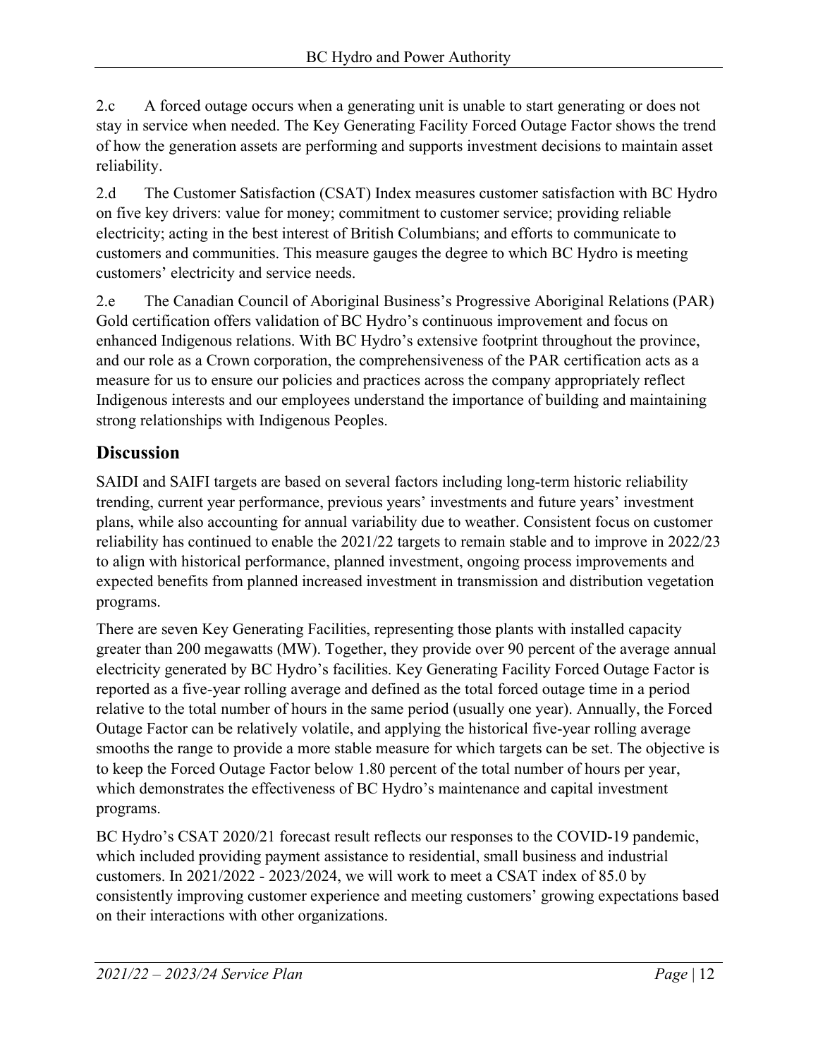2.c A forced outage occurs when a generating unit is unable to start generating or does not stay in service when needed. The Key Generating Facility Forced Outage Factor shows the trend of how the generation assets are performing and supports investment decisions to maintain asset reliability.

2.d The Customer Satisfaction (CSAT) Index measures customer satisfaction with BC Hydro on five key drivers: value for money; commitment to customer service; providing reliable electricity; acting in the best interest of British Columbians; and efforts to communicate to customers and communities. This measure gauges the degree to which BC Hydro is meeting customers' electricity and service needs.

2.e The Canadian Council of Aboriginal Business's Progressive Aboriginal Relations (PAR) Gold certification offers validation of BC Hydro's continuous improvement and focus on enhanced Indigenous relations. With BC Hydro's extensive footprint throughout the province, and our role as a Crown corporation, the comprehensiveness of the PAR certification acts as a measure for us to ensure our policies and practices across the company appropriately reflect Indigenous interests and our employees understand the importance of building and maintaining strong relationships with Indigenous Peoples.

## Discussion

SAIDI and SAIFI targets are based on several factors including long-term historic reliability trending, current year performance, previous years' investments and future years' investment plans, while also accounting for annual variability due to weather. Consistent focus on customer reliability has continued to enable the 2021/22 targets to remain stable and to improve in 2022/23 to align with historical performance, planned investment, ongoing process improvements and expected benefits from planned increased investment in transmission and distribution vegetation programs.

There are seven Key Generating Facilities, representing those plants with installed capacity greater than 200 megawatts (MW). Together, they provide over 90 percent of the average annual electricity generated by BC Hydro's facilities. Key Generating Facility Forced Outage Factor is reported as a five-year rolling average and defined as the total forced outage time in a period relative to the total number of hours in the same period (usually one year). Annually, the Forced Outage Factor can be relatively volatile, and applying the historical five-year rolling average smooths the range to provide a more stable measure for which targets can be set. The objective is to keep the Forced Outage Factor below 1.80 percent of the total number of hours per year, which demonstrates the effectiveness of BC Hydro's maintenance and capital investment programs.

BC Hydro's CSAT 2020/21 forecast result reflects our responses to the COVID-19 pandemic, which included providing payment assistance to residential, small business and industrial customers. In 2021/2022 - 2023/2024, we will work to meet a CSAT index of 85.0 by consistently improving customer experience and meeting customers' growing expectations based on their interactions with other organizations.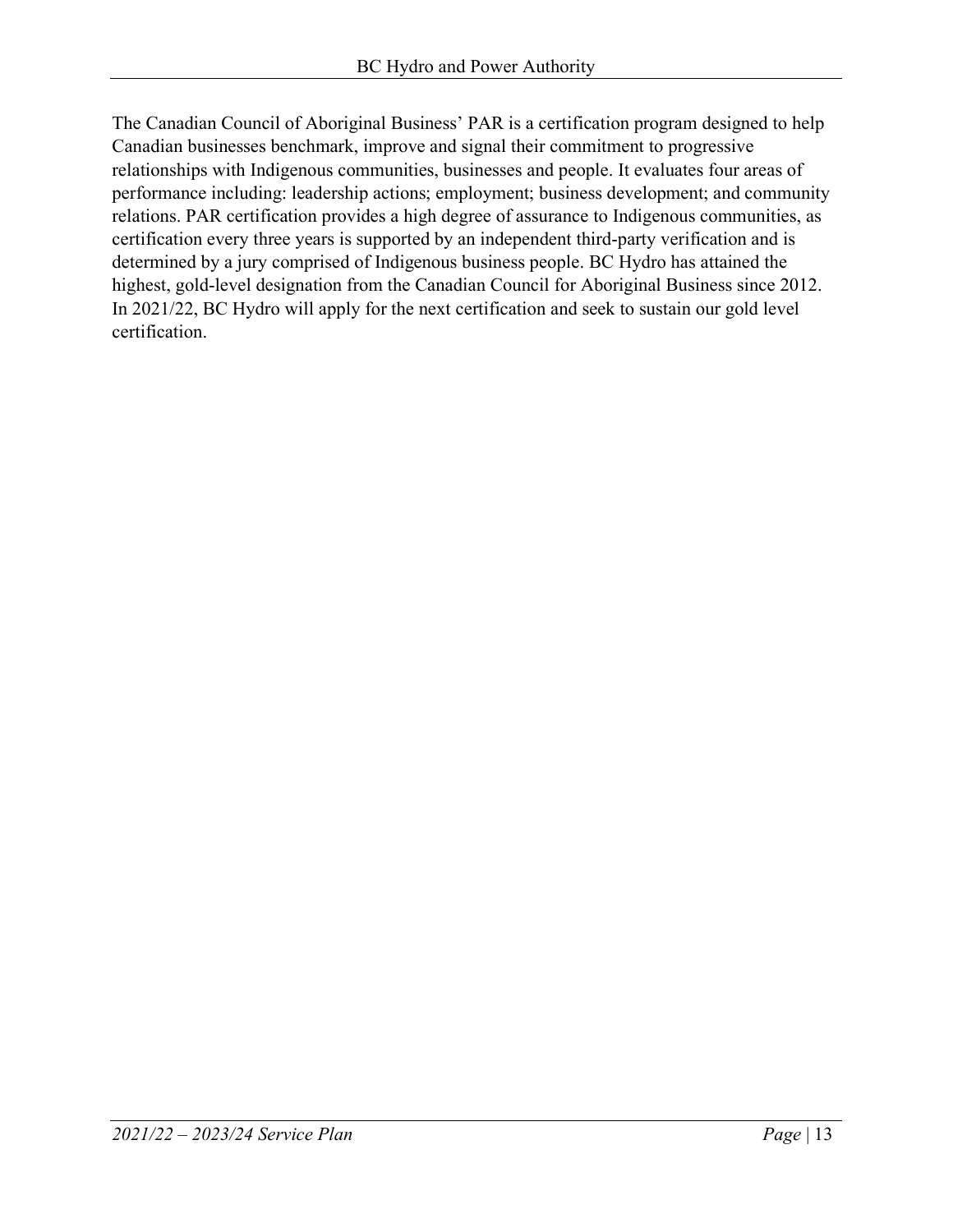The Canadian Council of Aboriginal Business' PAR is a certification program designed to help Canadian businesses benchmark, improve and signal their commitment to progressive relationships with Indigenous communities, businesses and people. It evaluates four areas of performance including: leadership actions; employment; business development; and community relations. PAR certification provides a high degree of assurance to Indigenous communities, as certification every three years is supported by an independent third-party verification and is determined by a jury comprised of Indigenous business people. BC Hydro has attained the highest, gold-level designation from the Canadian Council for Aboriginal Business since 2012. In 2021/22, BC Hydro will apply for the next certification and seek to sustain our gold level certification.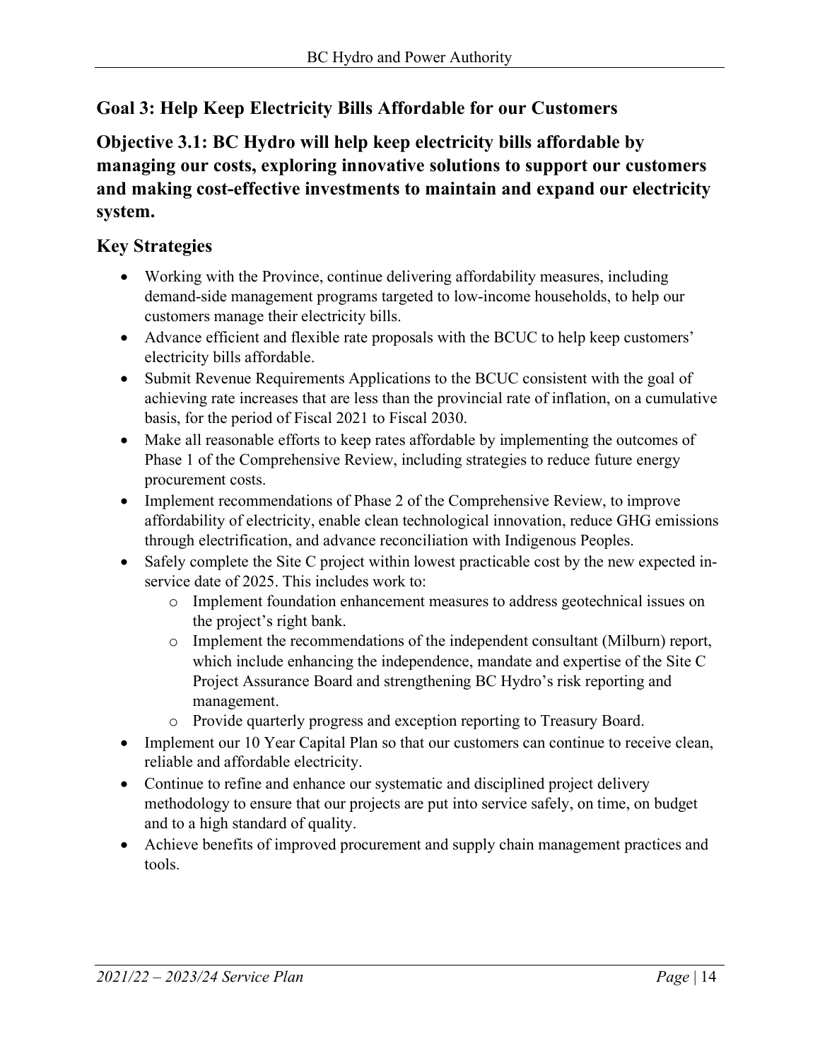## Goal 3: Help Keep Electricity Bills Affordable for our Customers

## Objective 3.1: BC Hydro will help keep electricity bills affordable by managing our costs, exploring innovative solutions to support our customers and making cost-effective investments to maintain and expand our electricity system.

### Key Strategies

- Working with the Province, continue delivering affordability measures, including demand-side management programs targeted to low-income households, to help our customers manage their electricity bills.
- Advance efficient and flexible rate proposals with the BCUC to help keep customers' electricity bills affordable.
- Submit Revenue Requirements Applications to the BCUC consistent with the goal of achieving rate increases that are less than the provincial rate of inflation, on a cumulative basis, for the period of Fiscal 2021 to Fiscal 2030.
- Make all reasonable efforts to keep rates affordable by implementing the outcomes of Phase 1 of the Comprehensive Review, including strategies to reduce future energy procurement costs.
- Implement recommendations of Phase 2 of the Comprehensive Review, to improve affordability of electricity, enable clean technological innovation, reduce GHG emissions through electrification, and advance reconciliation with Indigenous Peoples.
- Safely complete the Site C project within lowest practicable cost by the new expected in-service date of 2025. This includes work to:
  - Implement foundation enhancement measures to address geotechnical issues on the project's right bank.
  - Implement the recommendations of the independent consultant (Milburn) report, which include enhancing the independence, mandate and expertise of the Site C Project Assurance Board and strengthening BC Hydro's risk reporting and management.
  - Provide quarterly progress and exception reporting to Treasury Board.
- Implement our 10 Year Capital Plan so that our customers can continue to receive clean, reliable and affordable electricity.
- Continue to refine and enhance our systematic and disciplined project delivery methodology to ensure that our projects are put into service safely, on time, on budget and to a high standard of quality.
- Achieve benefits of improved procurement and supply chain management practices and tools.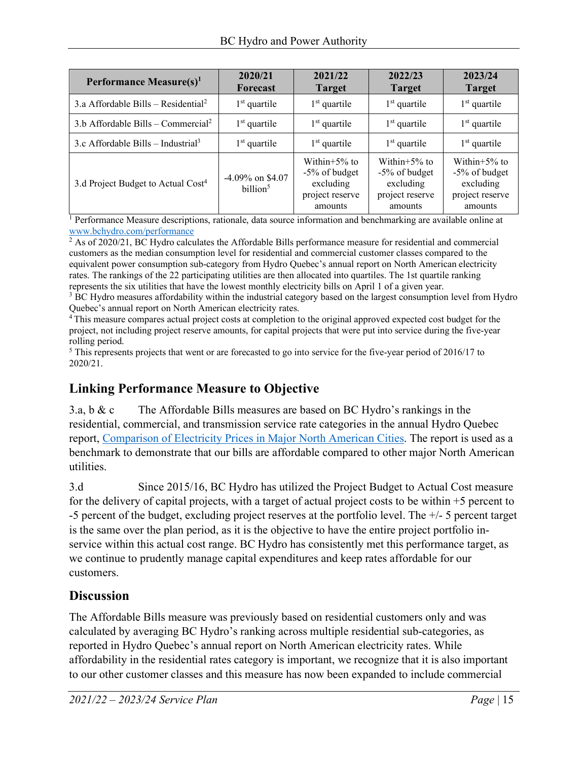| Performance Measure(s)[1] | 2020/21 Forecast | 2021/22 Target | 2022/23 Target | 2023/24 Target |
|---|---|---|---|---|
| 3.a Affordable Bills – Residential[2] | 1st quartile | 1st quartile | 1st quartile | 1st quartile |
| 3.b Affordable Bills – Commercial[2] | 1st quartile | 1st quartile | 1st quartile | 1st quartile |
| 3.c Affordable Bills – Industrial[3] | 1st quartile | 1st quartile | 1st quartile | 1st quartile |
| 3.d Project Budget to Actual Cost[4] | -4.09% on $4.07 billion[5] | Within+5% to -5% of budget excluding project reserve amounts | Within+5% to -5% of budget excluding project reserve amounts | Within+5% to -5% of budget excluding project reserve amounts |

[1] Performance Measure descriptions, rationale, data source information and benchmarking are available online at www.bchydro.com/performance

[2] As of 2020/21, BC Hydro calculates the Affordable Bills performance measure for residential and commercial customers as the median consumption level for residential and commercial customer classes compared to the equivalent power consumption sub-category from Hydro Quebec's annual report on North American electricity rates. The rankings of the 22 participating utilities are then allocated into quartiles. The 1st quartile ranking represents the six utilities that have the lowest monthly electricity bills on April 1 of a given year.

[3] BC Hydro measures affordability within the industrial category based on the largest consumption level from Hydro Quebec's annual report on North American electricity rates.

[4] This measure compares actual project costs at completion to the original approved expected cost budget for the project, not including project reserve amounts, for capital projects that were put into service during the five-year rolling period.

[5] This represents projects that went or are forecasted to go into service for the five-year period of 2016/17 to 2020/21.

## Linking Performance Measure to Objective

3.a, b & c The Affordable Bills measures are based on BC Hydro's rankings in the residential, commercial, and transmission service rate categories in the annual Hydro Quebec report, Comparison of Electricity Prices in Major North American Cities. The report is used as a benchmark to demonstrate that our bills are affordable compared to other major North American utilities.

3.d Since 2015/16, BC Hydro has utilized the Project Budget to Actual Cost measure for the delivery of capital projects, with a target of actual project costs to be within +5 percent to -5 percent of the budget, excluding project reserves at the portfolio level. The +/- 5 percent target is the same over the plan period, as it is the objective to have the entire project portfolio in-service within this actual cost range. BC Hydro has consistently met this performance target, as we continue to prudently manage capital expenditures and keep rates affordable for our customers.

## Discussion

The Affordable Bills measure was previously based on residential customers only and was calculated by averaging BC Hydro's ranking across multiple residential sub-categories, as reported in Hydro Quebec's annual report on North American electricity rates. While affordability in the residential rates category is important, we recognize that it is also important to our other customer classes and this measure has now been expanded to include commercial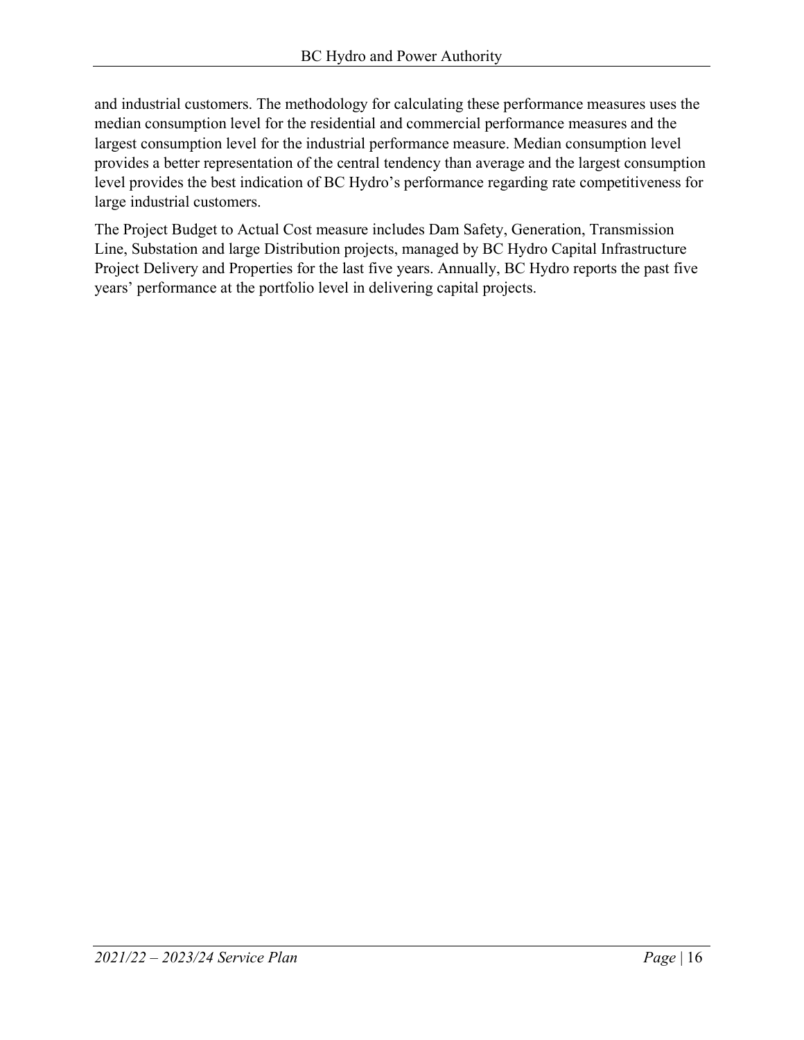and industrial customers. The methodology for calculating these performance measures uses the median consumption level for the residential and commercial performance measures and the largest consumption level for the industrial performance measure. Median consumption level provides a better representation of the central tendency than average and the largest consumption level provides the best indication of BC Hydro's performance regarding rate competitiveness for large industrial customers.

The Project Budget to Actual Cost measure includes Dam Safety, Generation, Transmission Line, Substation and large Distribution projects, managed by BC Hydro Capital Infrastructure Project Delivery and Properties for the last five years. Annually, BC Hydro reports the past five years' performance at the portfolio level in delivering capital projects.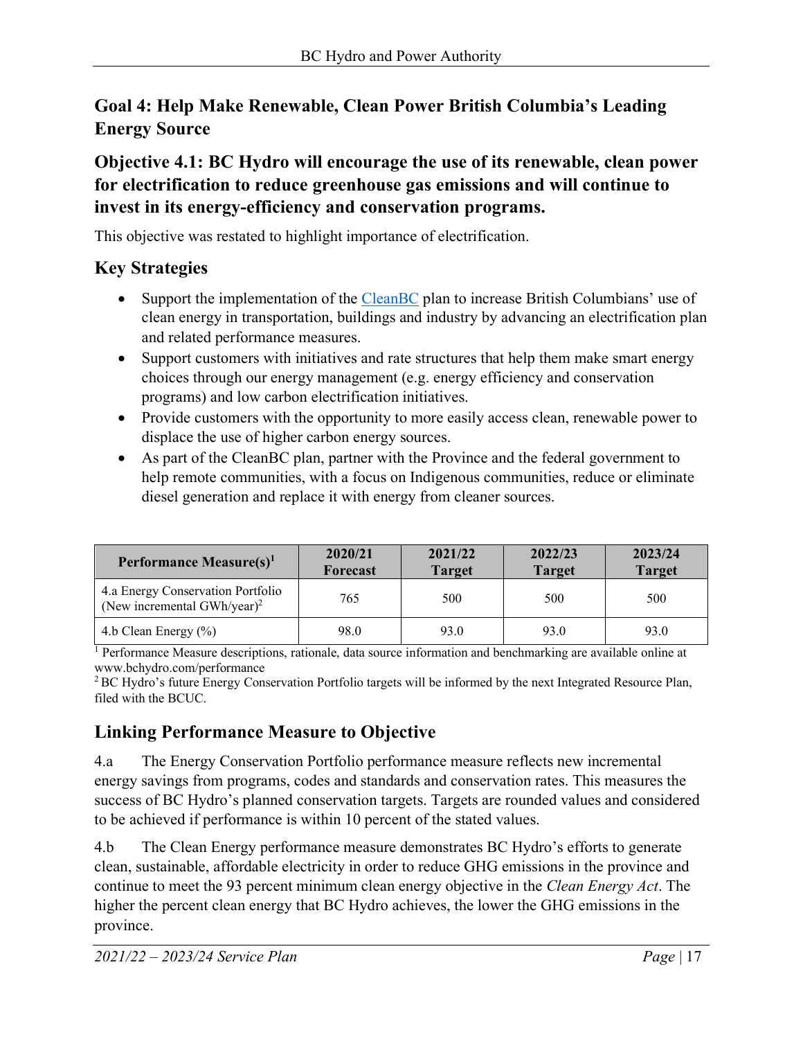## Goal 4: Help Make Renewable, Clean Power British Columbia's Leading Energy Source

### Objective 4.1: BC Hydro will encourage the use of its renewable, clean power for electrification to reduce greenhouse gas emissions and will continue to invest in its energy-efficiency and conservation programs.

This objective was restated to highlight importance of electrification.

### Key Strategies

- Support the implementation of the CleanBC plan to increase British Columbians' use of clean energy in transportation, buildings and industry by advancing an electrification plan and related performance measures.
- Support customers with initiatives and rate structures that help them make smart energy choices through our energy management (e.g. energy efficiency and conservation programs) and low carbon electrification initiatives.
- Provide customers with the opportunity to more easily access clean, renewable power to displace the use of higher carbon energy sources.
- As part of the CleanBC plan, partner with the Province and the federal government to help remote communities, with a focus on Indigenous communities, reduce or eliminate diesel generation and replace it with energy from cleaner sources.

| Performance Measure(s)[1] | 2020/21 Forecast | 2021/22 Target | 2022/23 Target | 2023/24 Target |
|---|---|---|---|---|
| 4.a Energy Conservation Portfolio (New incremental GWh/year)[2] | 765 | 500 | 500 | 500 |
| 4.b Clean Energy (%) | 98.0 | 93.0 | 93.0 | 93.0 |

[1] Performance Measure descriptions, rationale, data source information and benchmarking are available online at www.bchydro.com/performance

[2] BC Hydro's future Energy Conservation Portfolio targets will be informed by the next Integrated Resource Plan, filed with the BCUC.

### Linking Performance Measure to Objective

4.a The Energy Conservation Portfolio performance measure reflects new incremental energy savings from programs, codes and standards and conservation rates. This measures the success of BC Hydro's planned conservation targets. Targets are rounded values and considered to be achieved if performance is within 10 percent of the stated values.

4.b The Clean Energy performance measure demonstrates BC Hydro's efforts to generate clean, sustainable, affordable electricity in order to reduce GHG emissions in the province and continue to meet the 93 percent minimum clean energy objective in the *Clean Energy Act*. The higher the percent clean energy that BC Hydro achieves, the lower the GHG emissions in the province.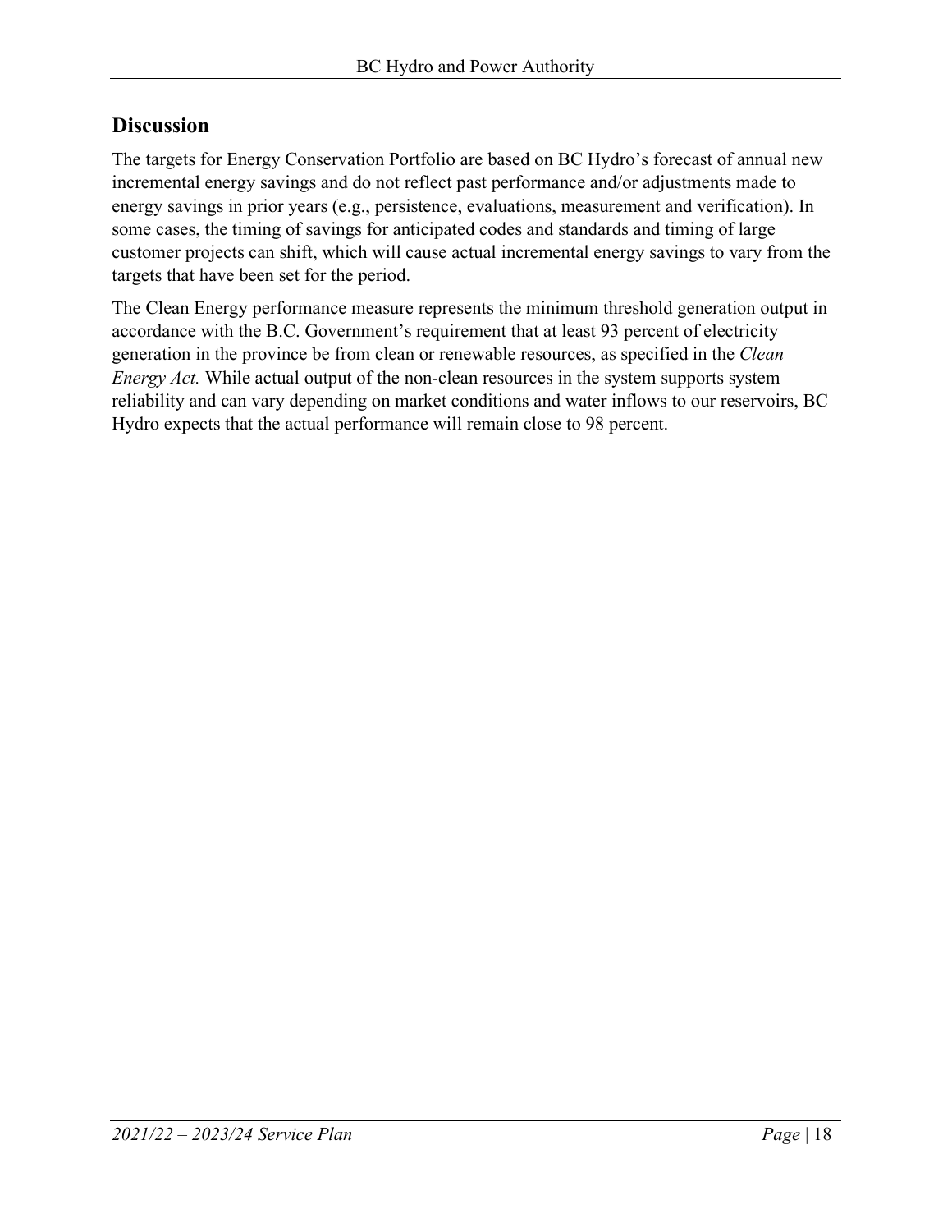## Discussion

The targets for Energy Conservation Portfolio are based on BC Hydro's forecast of annual new incremental energy savings and do not reflect past performance and/or adjustments made to energy savings in prior years (e.g., persistence, evaluations, measurement and verification). In some cases, the timing of savings for anticipated codes and standards and timing of large customer projects can shift, which will cause actual incremental energy savings to vary from the targets that have been set for the period.

The Clean Energy performance measure represents the minimum threshold generation output in accordance with the B.C. Government's requirement that at least 93 percent of electricity generation in the province be from clean or renewable resources, as specified in the *Clean Energy Act.* While actual output of the non-clean resources in the system supports system reliability and can vary depending on market conditions and water inflows to our reservoirs, BC Hydro expects that the actual performance will remain close to 98 percent.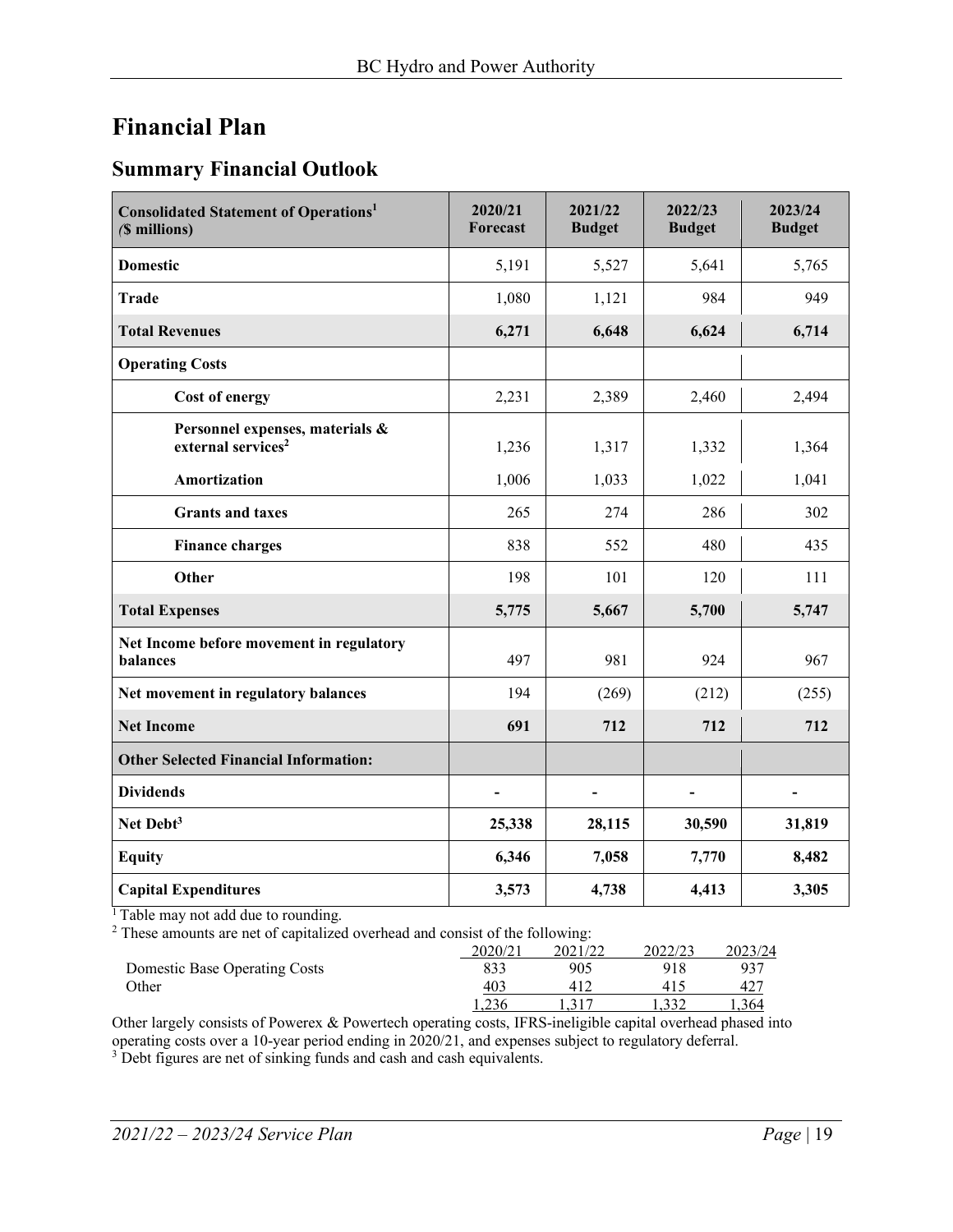# Financial Plan

## Summary Financial Outlook

| Consolidated Statement of Operations[1] ($ millions) | 2020/21 Forecast | 2021/22 Budget | 2022/23 Budget | 2023/24 Budget |
|---|---|---|---|---|
| **Domestic** | 5,191 | 5,527 | 5,641 | 5,765 |
| **Trade** | 1,080 | 1,121 | 984 | 949 |
| **Total Revenues** | **6,271** | **6,648** | **6,624** | **6,714** |
| **Operating Costs** | | | | |
| **Cost of energy** | 2,231 | 2,389 | 2,460 | 2,494 |
| **Personnel expenses, materials & external services[2]** | 1,236 | 1,317 | 1,332 | 1,364 |
| **Amortization** | 1,006 | 1,033 | 1,022 | 1,041 |
| **Grants and taxes** | 265 | 274 | 286 | 302 |
| **Finance charges** | 838 | 552 | 480 | 435 |
| **Other** | 198 | 101 | 120 | 111 |
| **Total Expenses** | **5,775** | **5,667** | **5,700** | **5,747** |
| **Net Income before movement in regulatory balances** | 497 | 981 | 924 | 967 |
| **Net movement in regulatory balances** | 194 | (269) | (212) | (255) |
| **Net Income** | **691** | **712** | **712** | **712** |
| **Other Selected Financial Information:** | | | | |
| **Dividends** | **-** | **-** | **-** | **-** |
| **Net Debt[3]** | **25,338** | **28,115** | **30,590** | **31,819** |
| **Equity** | **6,346** | **7,058** | **7,770** | **8,482** |
| **Capital Expenditures** | **3,573** | **4,738** | **4,413** | **3,305** |

[1] Table may not add due to rounding.

[2] These amounts are net of capitalized overhead and consist of the following:

| | 2020/21 | 2021/22 | 2022/23 | 2023/24 |
|---|---|---|---|---|
| Domestic Base Operating Costs | 833 | 905 | 918 | 937 |
| Other | 403 | 412 | 415 | 427 |
| | 1,236 | 1,317 | 1,332 | 1,364 |

Other largely consists of Powerex & Powertech operating costs, IFRS-ineligible capital overhead phased into operating costs over a 10-year period ending in 2020/21, and expenses subject to regulatory deferral.

[3] Debt figures are net of sinking funds and cash and cash equivalents.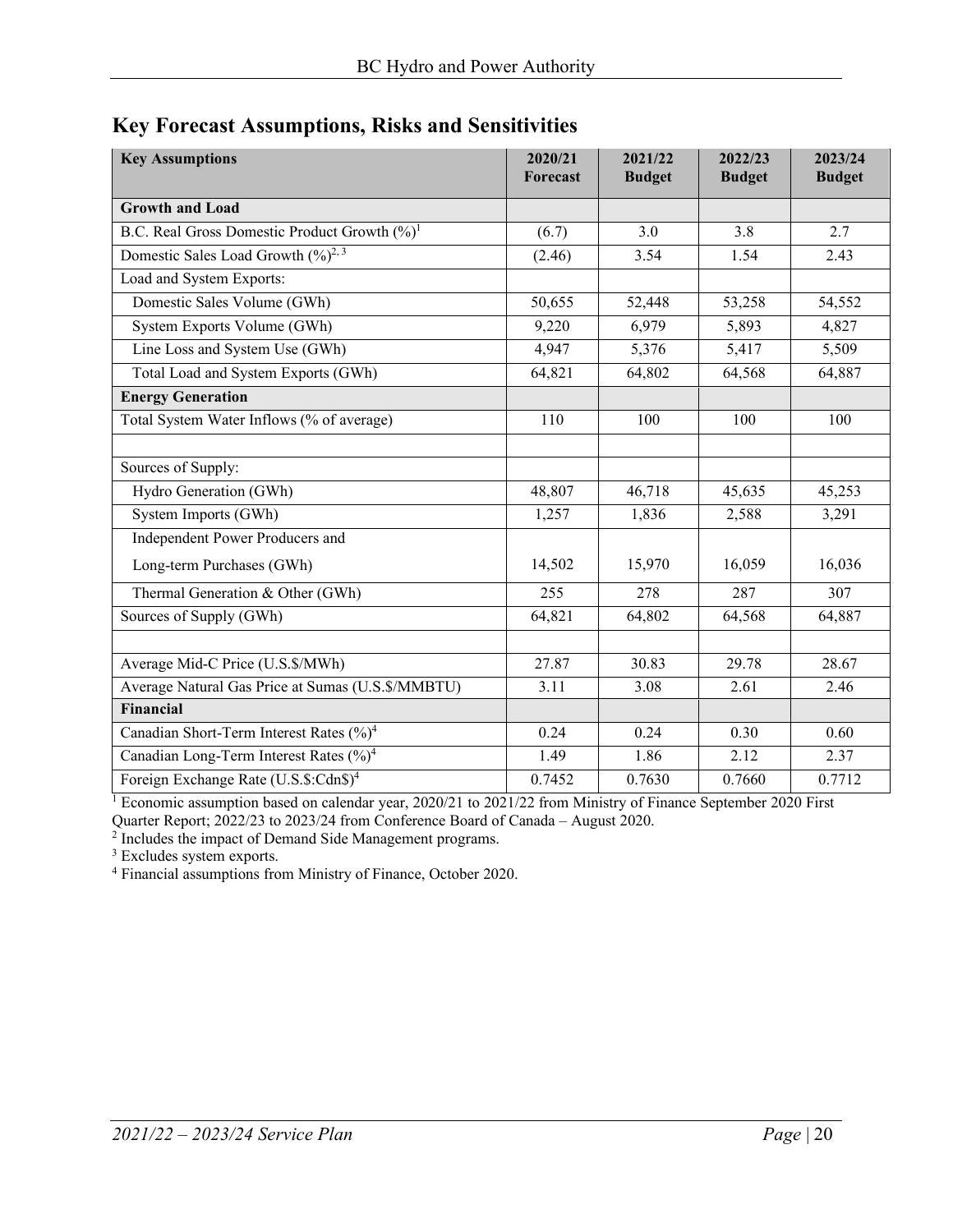## Key Forecast Assumptions, Risks and Sensitivities

| Key Assumptions | 2020/21 Forecast | 2021/22 Budget | 2022/23 Budget | 2023/24 Budget |
|---|---|---|---|---|
| **Growth and Load** | | | | |
| B.C. Real Gross Domestic Product Growth (%)[1] | (6.7) | 3.0 | 3.8 | 2.7 |
| Domestic Sales Load Growth (%)[2, 3] | (2.46) | 3.54 | 1.54 | 2.43 |
| Load and System Exports: | | | | |
| Domestic Sales Volume (GWh) | 50,655 | 52,448 | 53,258 | 54,552 |
| System Exports Volume (GWh) | 9,220 | 6,979 | 5,893 | 4,827 |
| Line Loss and System Use (GWh) | 4,947 | 5,376 | 5,417 | 5,509 |
| Total Load and System Exports (GWh) | 64,821 | 64,802 | 64,568 | 64,887 |
| **Energy Generation** | | | | |
| Total System Water Inflows (% of average) | 110 | 100 | 100 | 100 |
| | | | | |
| Sources of Supply: | | | | |
| Hydro Generation (GWh) | 48,807 | 46,718 | 45,635 | 45,253 |
| System Imports (GWh) | 1,257 | 1,836 | 2,588 | 3,291 |
| Independent Power Producers and Long-term Purchases (GWh) | 14,502 | 15,970 | 16,059 | 16,036 |
| Thermal Generation & Other (GWh) | 255 | 278 | 287 | 307 |
| Sources of Supply (GWh) | 64,821 | 64,802 | 64,568 | 64,887 |
| | | | | |
| Average Mid-C Price (U.S.$/MWh) | 27.87 | 30.83 | 29.78 | 28.67 |
| Average Natural Gas Price at Sumas (U.S.$/MMBTU) | 3.11 | 3.08 | 2.61 | 2.46 |
| **Financial** | | | | |
| Canadian Short-Term Interest Rates (%)[4] | 0.24 | 0.24 | 0.30 | 0.60 |
| Canadian Long-Term Interest Rates (%)[4] | 1.49 | 1.86 | 2.12 | 2.37 |
| Foreign Exchange Rate (U.S.$:Cdn$)[4] | 0.7452 | 0.7630 | 0.7660 | 0.7712 |

[1] Economic assumption based on calendar year, 2020/21 to 2021/22 from Ministry of Finance September 2020 First Quarter Report; 2022/23 to 2023/24 from Conference Board of Canada – August 2020.
[2] Includes the impact of Demand Side Management programs.
[3] Excludes system exports.
[4] Financial assumptions from Ministry of Finance, October 2020.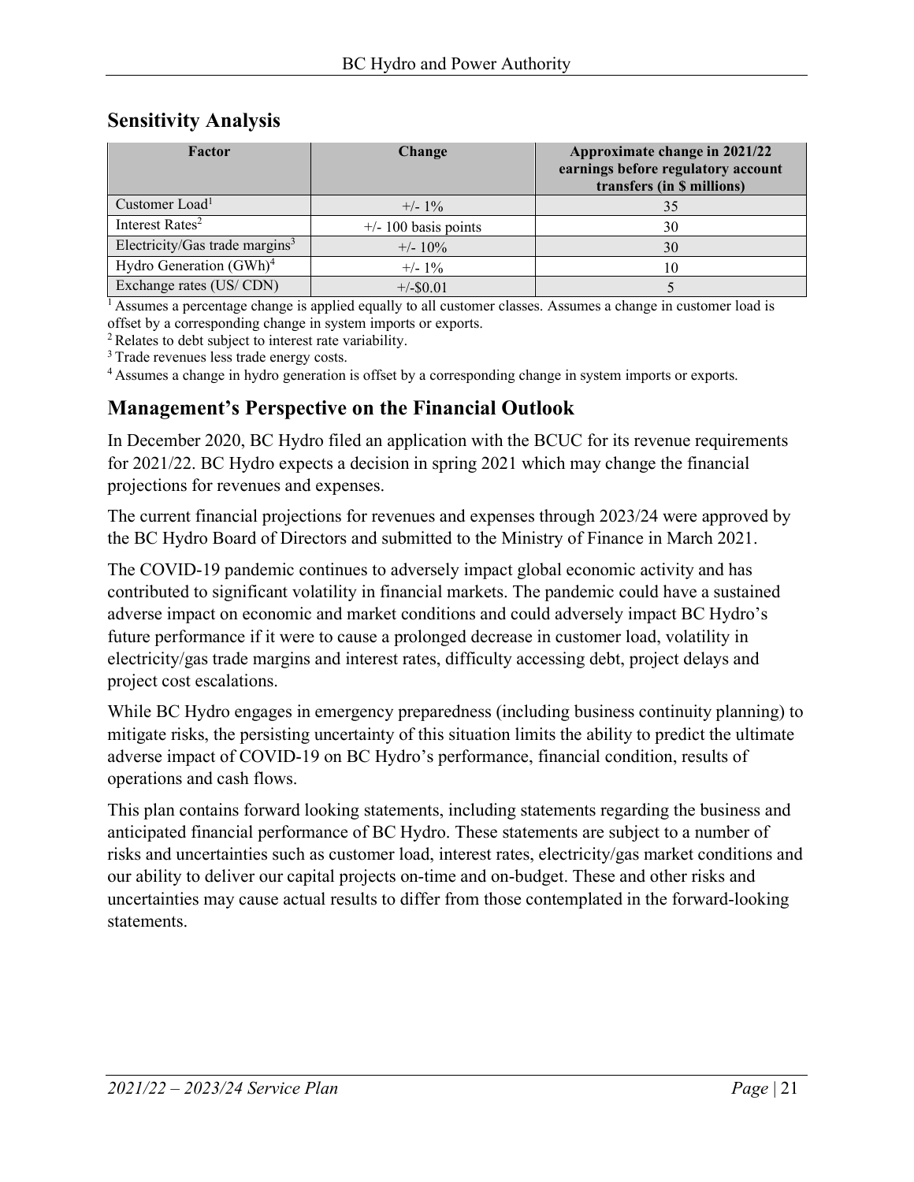## Sensitivity Analysis

| Factor | Change | Approximate change in 2021/22 earnings before regulatory account transfers (in $ millions) |
|---|---|---|
| Customer Load[1] | +/- 1% | 35 |
| Interest Rates[2] | +/- 100 basis points | 30 |
| Electricity/Gas trade margins[3] | +/- 10% | 30 |
| Hydro Generation (GWh)[4] | +/- 1% | 10 |
| Exchange rates (US/ CDN) | +/-$0.01 | 5 |

[1] Assumes a percentage change is applied equally to all customer classes. Assumes a change in customer load is offset by a corresponding change in system imports or exports.
[2] Relates to debt subject to interest rate variability.
[3] Trade revenues less trade energy costs.
[4] Assumes a change in hydro generation is offset by a corresponding change in system imports or exports.

## Management's Perspective on the Financial Outlook

In December 2020, BC Hydro filed an application with the BCUC for its revenue requirements for 2021/22. BC Hydro expects a decision in spring 2021 which may change the financial projections for revenues and expenses.

The current financial projections for revenues and expenses through 2023/24 were approved by the BC Hydro Board of Directors and submitted to the Ministry of Finance in March 2021.

The COVID-19 pandemic continues to adversely impact global economic activity and has contributed to significant volatility in financial markets. The pandemic could have a sustained adverse impact on economic and market conditions and could adversely impact BC Hydro's future performance if it were to cause a prolonged decrease in customer load, volatility in electricity/gas trade margins and interest rates, difficulty accessing debt, project delays and project cost escalations.

While BC Hydro engages in emergency preparedness (including business continuity planning) to mitigate risks, the persisting uncertainty of this situation limits the ability to predict the ultimate adverse impact of COVID-19 on BC Hydro's performance, financial condition, results of operations and cash flows.

This plan contains forward looking statements, including statements regarding the business and anticipated financial performance of BC Hydro. These statements are subject to a number of risks and uncertainties such as customer load, interest rates, electricity/gas market conditions and our ability to deliver our capital projects on-time and on-budget. These and other risks and uncertainties may cause actual results to differ from those contemplated in the forward-looking statements.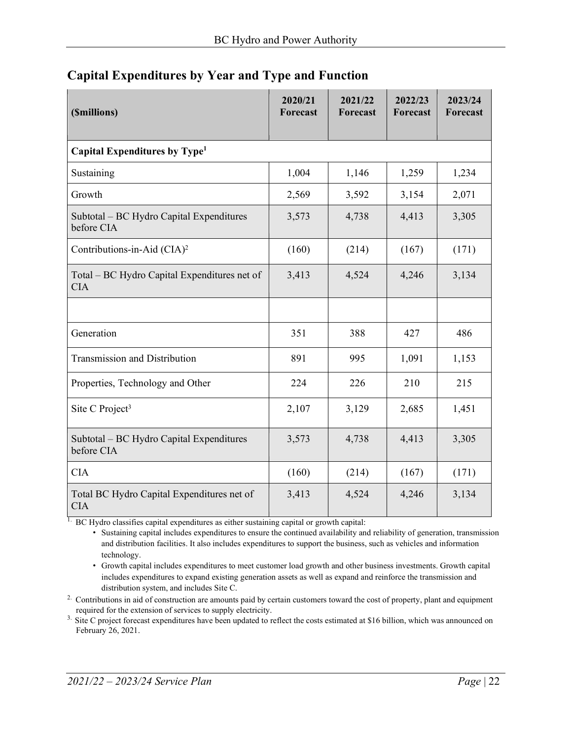## Capital Expenditures by Year and Type and Function

| ($millions) | 2020/21 Forecast | 2021/22 Forecast | 2022/23 Forecast | 2023/24 Forecast |
|---|---|---|---|---|
| **Capital Expenditures by Type**[1] | | | | |
| Sustaining | 1,004 | 1,146 | 1,259 | 1,234 |
| Growth | 2,569 | 3,592 | 3,154 | 2,071 |
| Subtotal – BC Hydro Capital Expenditures before CIA | 3,573 | 4,738 | 4,413 | 3,305 |
| Contributions-in-Aid (CIA)[2] | (160) | (214) | (167) | (171) |
| Total – BC Hydro Capital Expenditures net of CIA | 3,413 | 4,524 | 4,246 | 3,134 |
| | | | | |
| Generation | 351 | 388 | 427 | 486 |
| Transmission and Distribution | 891 | 995 | 1,091 | 1,153 |
| Properties, Technology and Other | 224 | 226 | 210 | 215 |
| Site C Project[3] | 2,107 | 3,129 | 2,685 | 1,451 |
| Subtotal – BC Hydro Capital Expenditures before CIA | 3,573 | 4,738 | 4,413 | 3,305 |
| CIA | (160) | (214) | (167) | (171) |
| Total BC Hydro Capital Expenditures net of CIA | 3,413 | 4,524 | 4,246 | 3,134 |

1. BC Hydro classifies capital expenditures as either sustaining capital or growth capital:
   - Sustaining capital includes expenditures to ensure the continued availability and reliability of generation, transmission and distribution facilities. It also includes expenditures to support the business, such as vehicles and information technology.
   - Growth capital includes expenditures to meet customer load growth and other business investments. Growth capital includes expenditures to expand existing generation assets as well as expand and reinforce the transmission and distribution system, and includes Site C.
2. Contributions in aid of construction are amounts paid by certain customers toward the cost of property, plant and equipment required for the extension of services to supply electricity.
3. Site C project forecast expenditures have been updated to reflect the costs estimated at $16 billion, which was announced on February 26, 2021.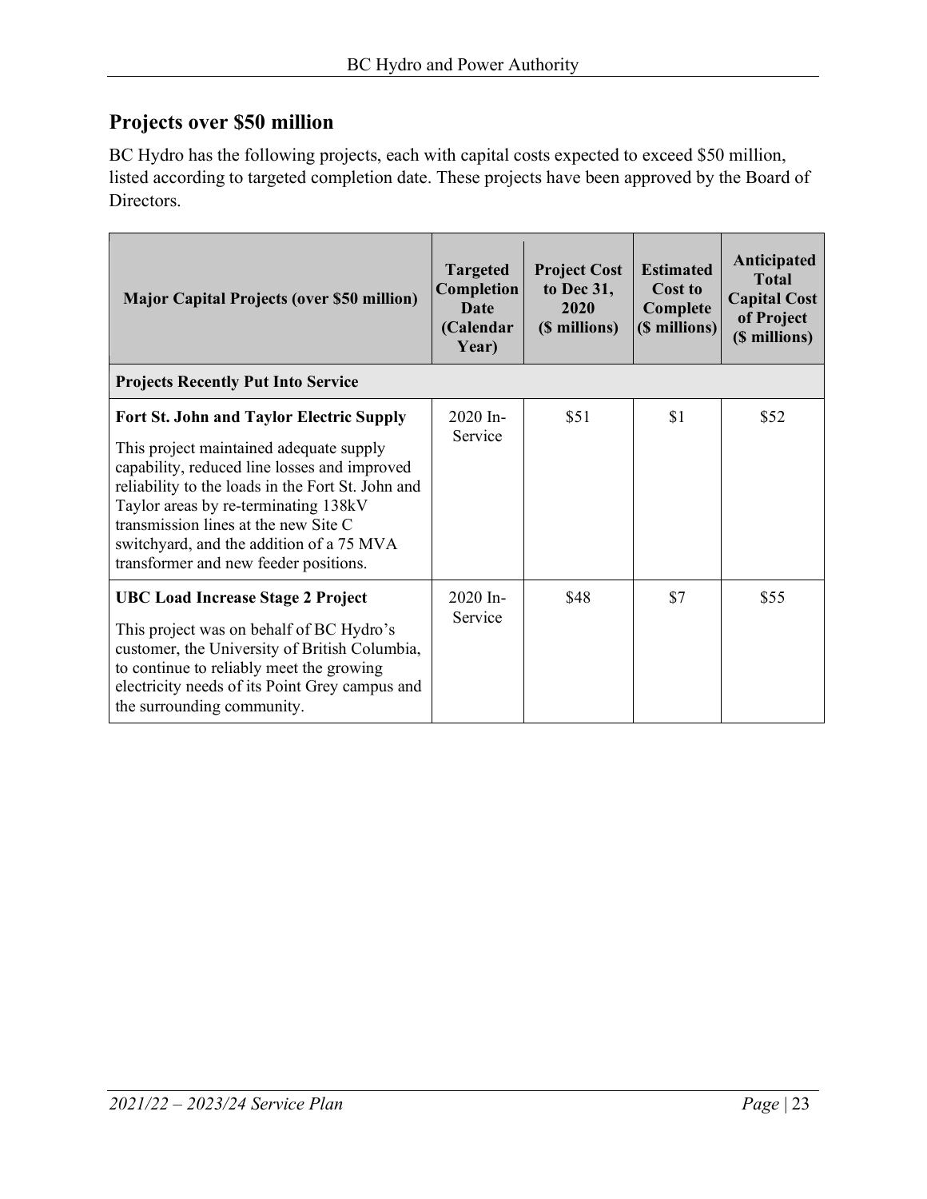## Projects over $50 million

BC Hydro has the following projects, each with capital costs expected to exceed $50 million, listed according to targeted completion date. These projects have been approved by the Board of Directors.

| Major Capital Projects (over $50 million) | Targeted Completion Date (Calendar Year) | Project Cost to Dec 31, 2020 ($ millions) | Estimated Cost to Complete ($ millions) | Anticipated Total Capital Cost of Project ($ millions) |
|---|---|---|---|---|
| **Projects Recently Put Into Service** | | | | |
| **Fort St. John and Taylor Electric Supply**<br><br>This project maintained adequate supply capability, reduced line losses and improved reliability to the loads in the Fort St. John and Taylor areas by re-terminating 138kV transmission lines at the new Site C switchyard, and the addition of a 75 MVA transformer and new feeder positions. | 2020 In-Service | $51 | $1 | $52 |
| **UBC Load Increase Stage 2 Project**<br><br>This project was on behalf of BC Hydro's customer, the University of British Columbia, to continue to reliably meet the growing electricity needs of its Point Grey campus and the surrounding community. | 2020 In-Service | $48 | $7 | $55 |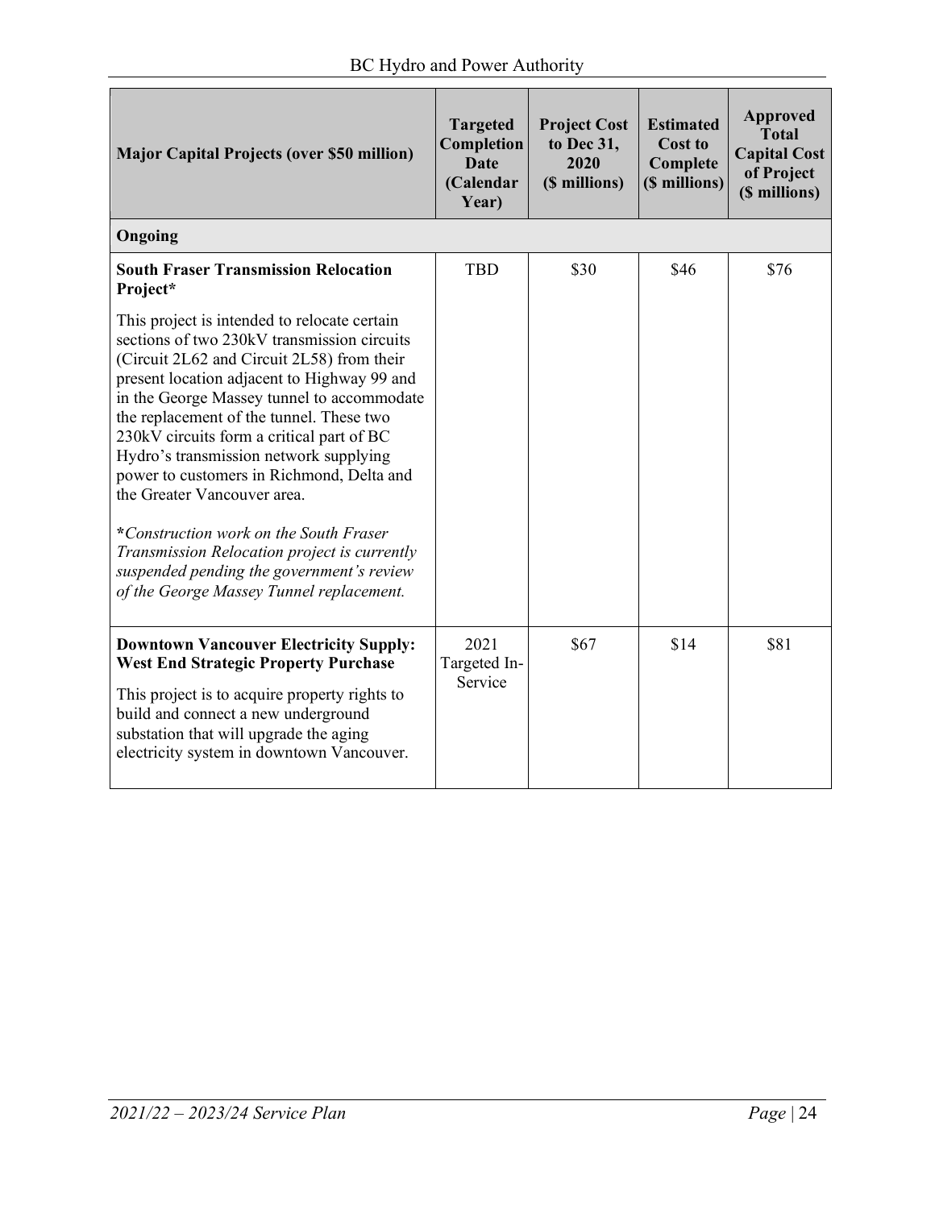| Major Capital Projects (over $50 million) | Targeted Completion Date (Calendar Year) | Project Cost to Dec 31, 2020 ($ millions) | Estimated Cost to Complete ($ millions) | Approved Total Capital Cost of Project ($ millions) |
|---|---|---|---|---|
| **Ongoing** | | | | |
| **South Fraser Transmission Relocation Project***<br><br>This project is intended to relocate certain sections of two 230kV transmission circuits (Circuit 2L62 and Circuit 2L58) from their present location adjacent to Highway 99 and in the George Massey tunnel to accommodate the replacement of the tunnel. These two 230kV circuits form a critical part of BC Hydro's transmission network supplying power to customers in Richmond, Delta and the Greater Vancouver area.<br><br>***Construction work on the South Fraser Transmission Relocation project is currently suspended pending the government's review of the George Massey Tunnel replacement.*** | TBD | $30 | $46 | $76 |
| **Downtown Vancouver Electricity Supply: West End Strategic Property Purchase**<br><br>This project is to acquire property rights to build and connect a new underground substation that will upgrade the aging electricity system in downtown Vancouver. | 2021 Targeted In-Service | $67 | $14 | $81 |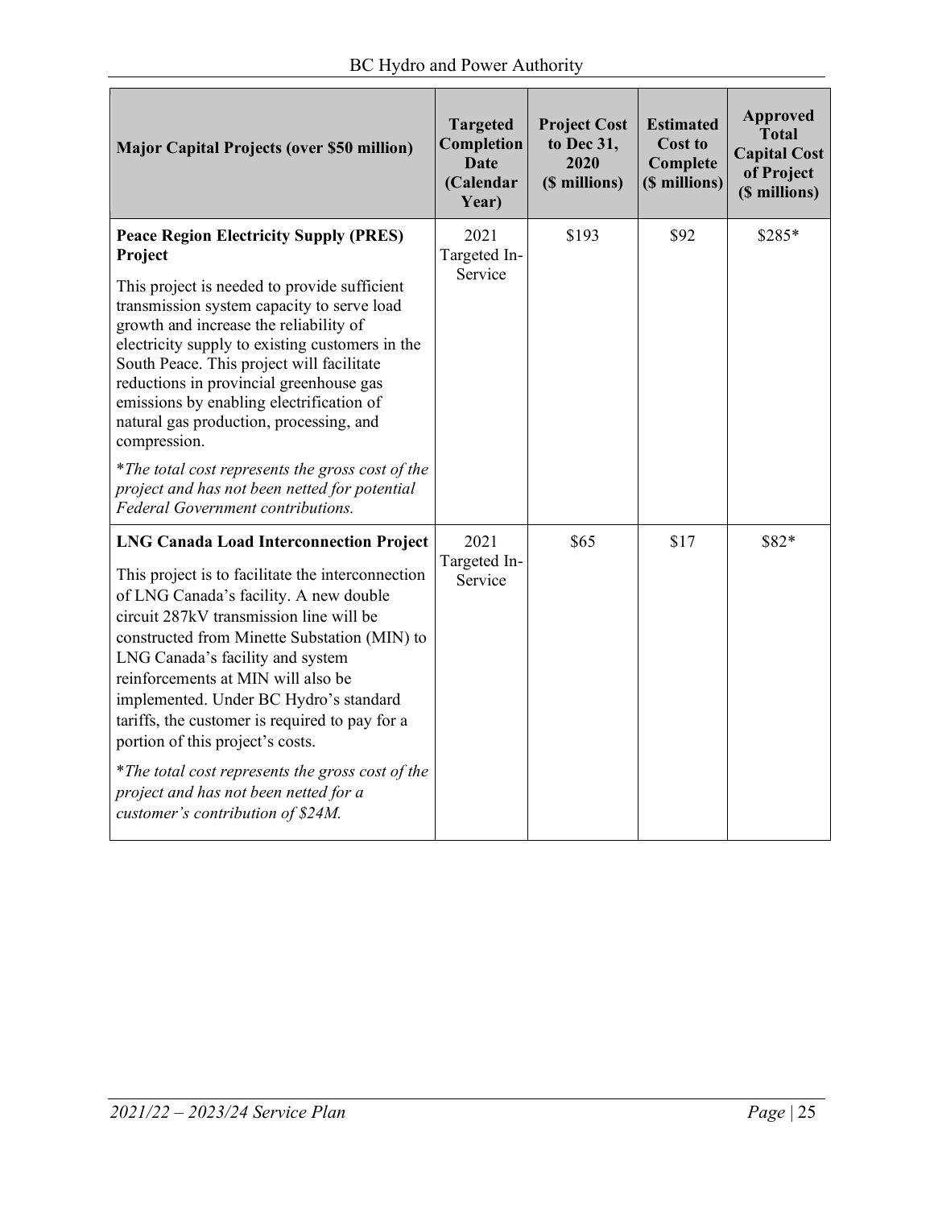| Major Capital Projects (over $50 million) | Targeted Completion Date (Calendar Year) | Project Cost to Dec 31, 2020 ($ millions) | Estimated Cost to Complete ($ millions) | Approved Total Capital Cost of Project ($ millions) |
|---|---|---|---|---|
| **Peace Region Electricity Supply (PRES) Project**<br><br>This project is needed to provide sufficient transmission system capacity to serve load growth and increase the reliability of electricity supply to existing customers in the South Peace. This project will facilitate reductions in provincial greenhouse gas emissions by enabling electrification of natural gas production, processing, and compression.<br><br>*\*The total cost represents the gross cost of the project and has not been netted for potential Federal Government contributions.* | 2021 Targeted In-Service | $193 | $92 | $285* |
| **LNG Canada Load Interconnection Project**<br><br>This project is to facilitate the interconnection of LNG Canada's facility. A new double circuit 287kV transmission line will be constructed from Minette Substation (MIN) to LNG Canada's facility and system reinforcements at MIN will also be implemented. Under BC Hydro's standard tariffs, the customer is required to pay for a portion of this project's costs.<br><br>*\*The total cost represents the gross cost of the project and has not been netted for a customer's contribution of $24M.* | 2021 Targeted In-Service | $65 | $17 | $82* |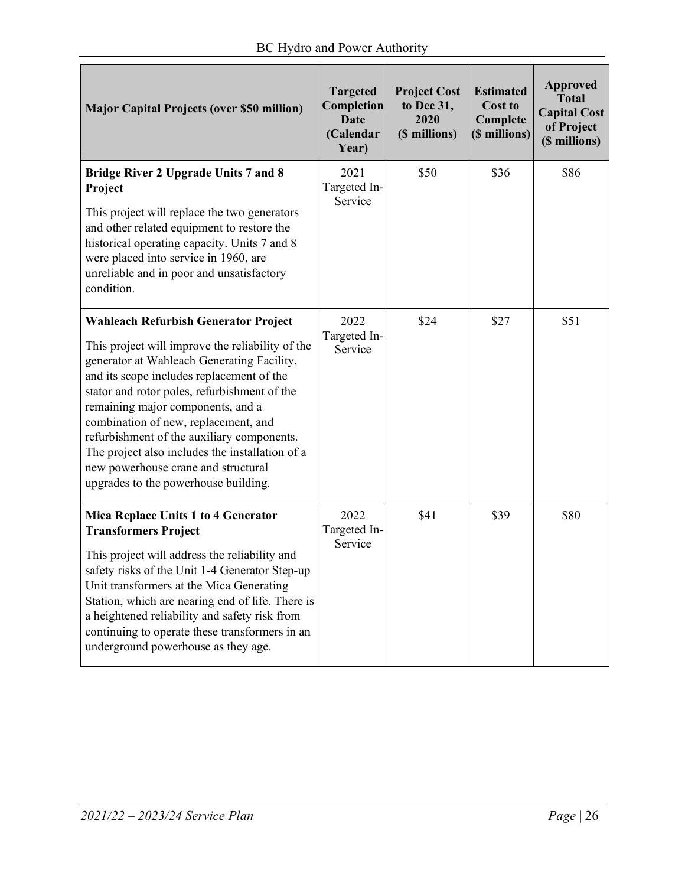| Major Capital Projects (over $50 million) | Targeted Completion Date (Calendar Year) | Project Cost to Dec 31, 2020 ($ millions) | Estimated Cost to Complete ($ millions) | Approved Total Capital Cost of Project ($ millions) |
|---|---|---|---|---|
| **Bridge River 2 Upgrade Units 7 and 8 Project**<br><br>This project will replace the two generators and other related equipment to restore the historical operating capacity. Units 7 and 8 were placed into service in 1960, are unreliable and in poor and unsatisfactory condition. | 2021 Targeted In-Service | $50 | $36 | $86 |
| **Wahleach Refurbish Generator Project**<br><br>This project will improve the reliability of the generator at Wahleach Generating Facility, and its scope includes replacement of the stator and rotor poles, refurbishment of the remaining major components, and a combination of new, replacement, and refurbishment of the auxiliary components. The project also includes the installation of a new powerhouse crane and structural upgrades to the powerhouse building. | 2022 Targeted In-Service | $24 | $27 | $51 |
| **Mica Replace Units 1 to 4 Generator Transformers Project**<br><br>This project will address the reliability and safety risks of the Unit 1-4 Generator Step-up Unit transformers at the Mica Generating Station, which are nearing end of life. There is a heightened reliability and safety risk from continuing to operate these transformers in an underground powerhouse as they age. | 2022 Targeted In-Service | $41 | $39 | $80 |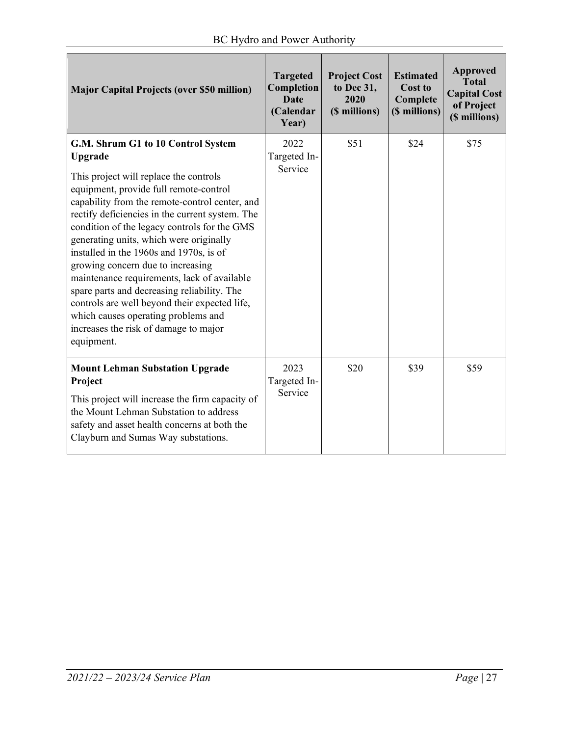| Major Capital Projects (over $50 million) | Targeted Completion Date (Calendar Year) | Project Cost to Dec 31, 2020 ($ millions) | Estimated Cost to Complete ($ millions) | Approved Total Capital Cost of Project ($ millions) |
|---|---|---|---|---|
| **G.M. Shrum G1 to 10 Control System Upgrade**<br><br>This project will replace the controls equipment, provide full remote-control capability from the remote-control center, and rectify deficiencies in the current system. The condition of the legacy controls for the GMS generating units, which were originally installed in the 1960s and 1970s, is of growing concern due to increasing maintenance requirements, lack of available spare parts and decreasing reliability. The controls are well beyond their expected life, which causes operating problems and increases the risk of damage to major equipment. | 2022 Targeted In-Service | $51 | $24 | $75 |
| **Mount Lehman Substation Upgrade Project**<br><br>This project will increase the firm capacity of the Mount Lehman Substation to address safety and asset health concerns at both the Clayburn and Sumas Way substations. | 2023 Targeted In-Service | $20 | $39 | $59 |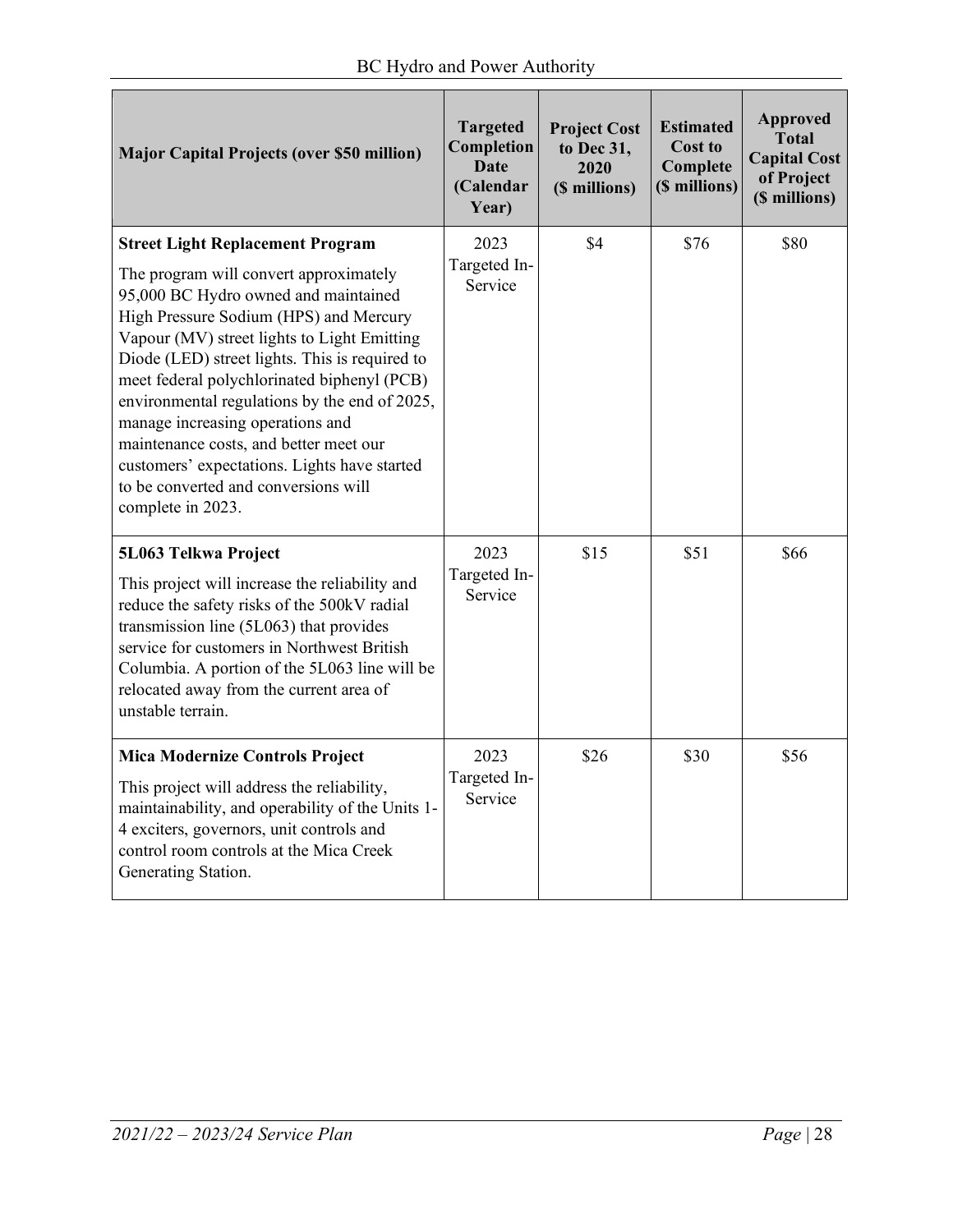| Major Capital Projects (over $50 million) | Targeted Completion Date (Calendar Year) | Project Cost to Dec 31, 2020 ($ millions) | Estimated Cost to Complete ($ millions) | Approved Total Capital Cost of Project ($ millions) |
|---|---|---|---|---|
| **Street Light Replacement Program**<br><br>The program will convert approximately 95,000 BC Hydro owned and maintained High Pressure Sodium (HPS) and Mercury Vapour (MV) street lights to Light Emitting Diode (LED) street lights. This is required to meet federal polychlorinated biphenyl (PCB) environmental regulations by the end of 2025, manage increasing operations and maintenance costs, and better meet our customers' expectations. Lights have started to be converted and conversions will complete in 2023. | 2023 Targeted In-Service | $4 | $76 | $80 |
| **5L063 Telkwa Project**<br><br>This project will increase the reliability and reduce the safety risks of the 500kV radial transmission line (5L063) that provides service for customers in Northwest British Columbia. A portion of the 5L063 line will be relocated away from the current area of unstable terrain. | 2023 Targeted In-Service | $15 | $51 | $66 |
| **Mica Modernize Controls Project**<br><br>This project will address the reliability, maintainability, and operability of the Units 1-4 exciters, governors, unit controls and control room controls at the Mica Creek Generating Station. | 2023 Targeted In-Service | $26 | $30 | $56 |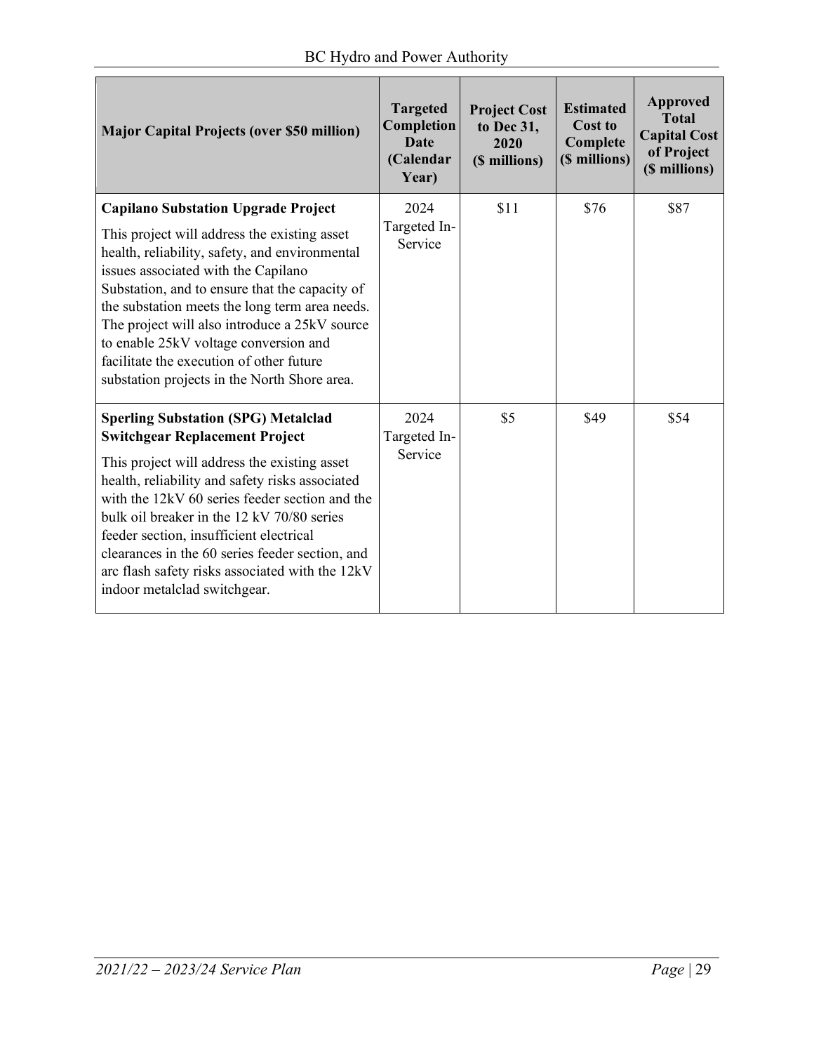| Major Capital Projects (over $50 million) | Targeted Completion Date (Calendar Year) | Project Cost to Dec 31, 2020 ($ millions) | Estimated Cost to Complete ($ millions) | Approved Total Capital Cost of Project ($ millions) |
|---|---|---|---|---|
| **Capilano Substation Upgrade Project**<br><br>This project will address the existing asset health, reliability, safety, and environmental issues associated with the Capilano Substation, and to ensure that the capacity of the substation meets the long term area needs. The project will also introduce a 25kV source to enable 25kV voltage conversion and facilitate the execution of other future substation projects in the North Shore area. | 2024 Targeted In-Service | $11 | $76 | $87 |
| **Sperling Substation (SPG) Metalclad Switchgear Replacement Project**<br><br>This project will address the existing asset health, reliability and safety risks associated with the 12kV 60 series feeder section and the bulk oil breaker in the 12 kV 70/80 series feeder section, insufficient electrical clearances in the 60 series feeder section, and arc flash safety risks associated with the 12kV indoor metalclad switchgear. | 2024 Targeted In-Service | $5 | $49 | $54 |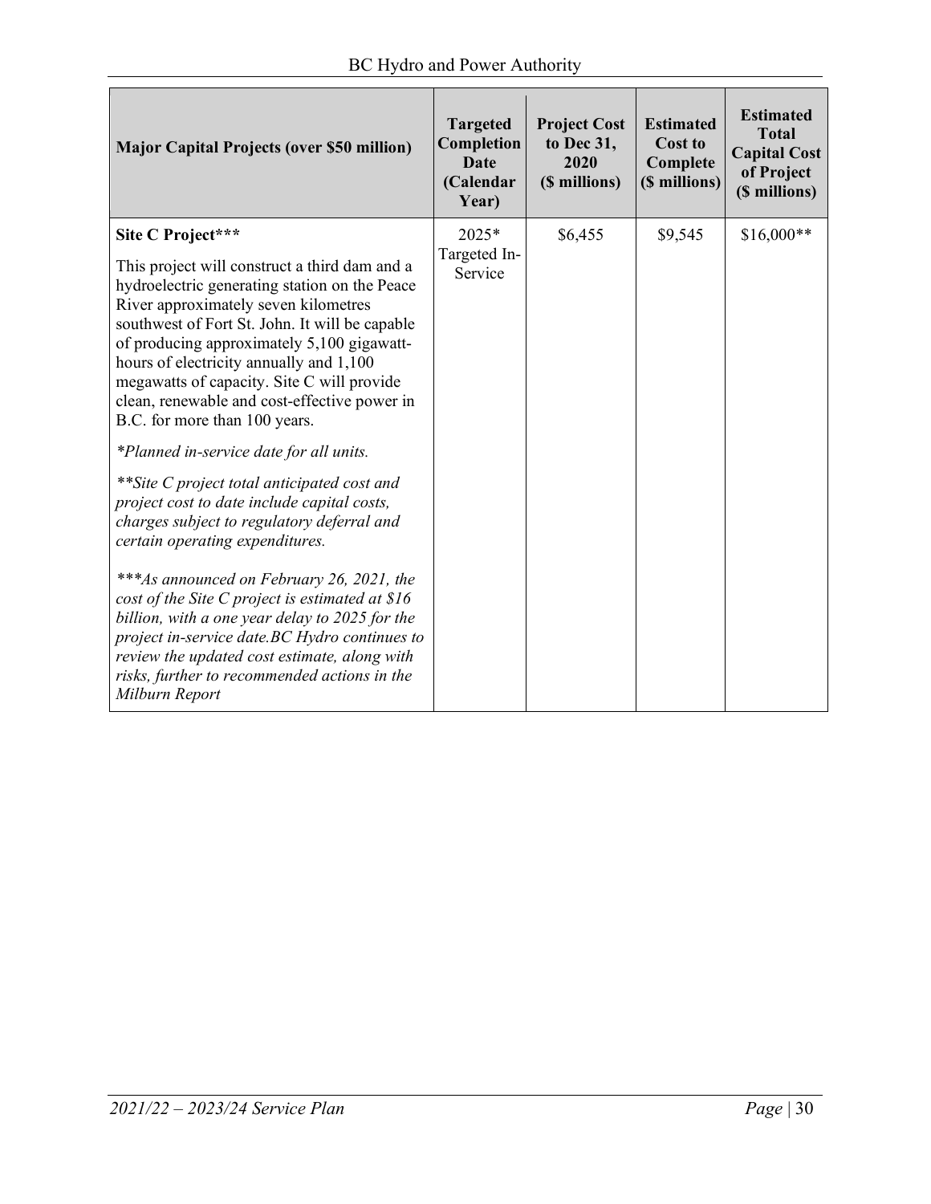| Major Capital Projects (over $50 million) | Targeted Completion Date (Calendar Year) | Project Cost to Dec 31, 2020 ($ millions) | Estimated Cost to Complete ($ millions) | Estimated Total Capital Cost of Project ($ millions) |
|---|---|---|---|---|
| **Site C Project***** <br><br> This project will construct a third dam and a hydroelectric generating station on the Peace River approximately seven kilometres southwest of Fort St. John. It will be capable of producing approximately 5,100 gigawatt-hours of electricity annually and 1,100 megawatts of capacity. Site C will provide clean, renewable and cost-effective power in B.C. for more than 100 years. <br><br> *\*Planned in-service date for all units.* <br><br> *\*\*Site C project total anticipated cost and project cost to date include capital costs, charges subject to regulatory deferral and certain operating expenditures.* <br><br> *\*\*\*As announced on February 26, 2021, the cost of the Site C project is estimated at $16 billion, with a one year delay to 2025 for the project in-service date.BC Hydro continues to review the updated cost estimate, along with risks, further to recommended actions in the Milburn Report* | 2025* Targeted In-Service | $6,455 | $9,545 | $16,000** |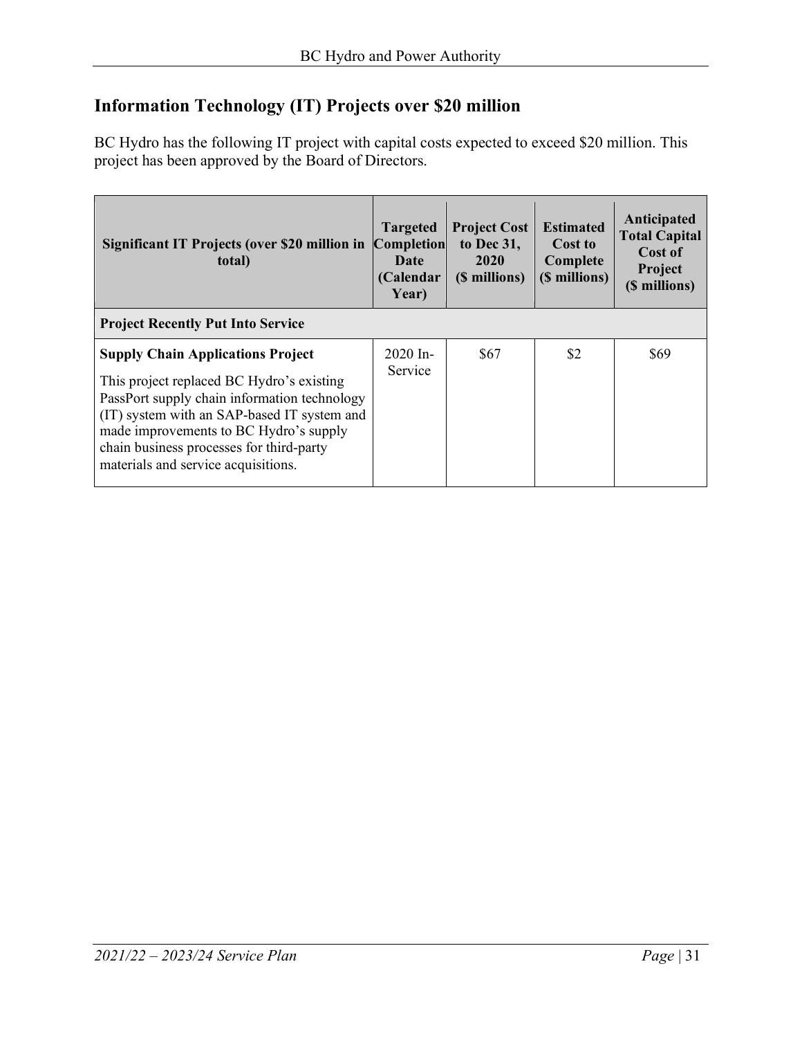## Information Technology (IT) Projects over $20 million

BC Hydro has the following IT project with capital costs expected to exceed $20 million. This project has been approved by the Board of Directors.

| Significant IT Projects (over $20 million in total) | Targeted Completion Date (Calendar Year) | Project Cost to Dec 31, 2020 ($ millions) | Estimated Cost to Complete ($ millions) | Anticipated Total Capital Cost of Project ($ millions) |
|---|---|---|---|---|
| **Project Recently Put Into Service** | | | | |
| **Supply Chain Applications Project**<br>This project replaced BC Hydro's existing PassPort supply chain information technology (IT) system with an SAP-based IT system and made improvements to BC Hydro's supply chain business processes for third-party materials and service acquisitions. | 2020 In-Service | $67 | $2 | $69 |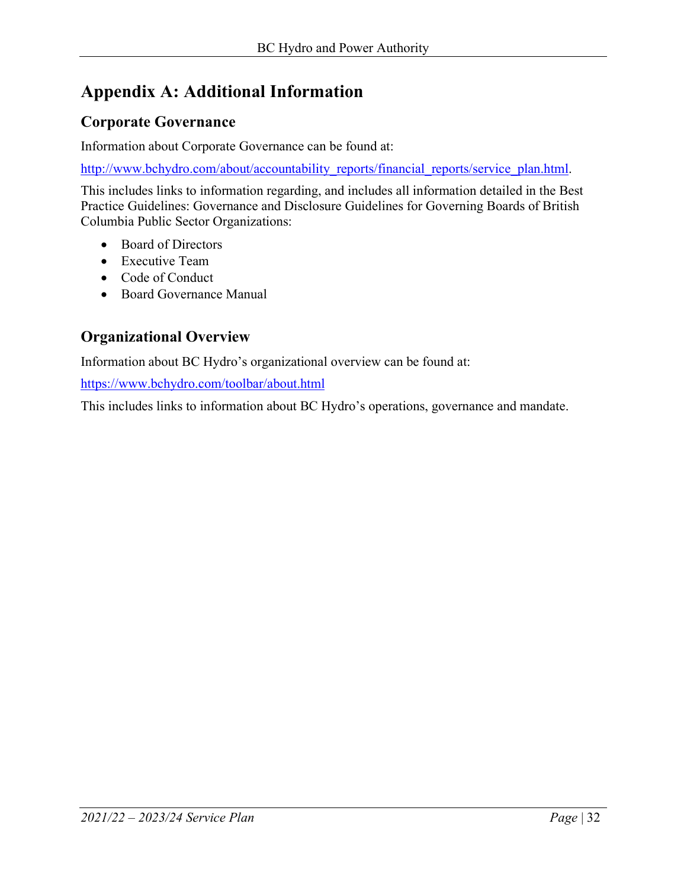# Appendix A: Additional Information

## Corporate Governance

Information about Corporate Governance can be found at:

http://www.bchydro.com/about/accountability_reports/financial_reports/service_plan.html.

This includes links to information regarding, and includes all information detailed in the Best Practice Guidelines: Governance and Disclosure Guidelines for Governing Boards of British Columbia Public Sector Organizations:

- Board of Directors
- Executive Team
- Code of Conduct
- Board Governance Manual

## Organizational Overview

Information about BC Hydro's organizational overview can be found at:

https://www.bchydro.com/toolbar/about.html

This includes links to information about BC Hydro's operations, governance and mandate.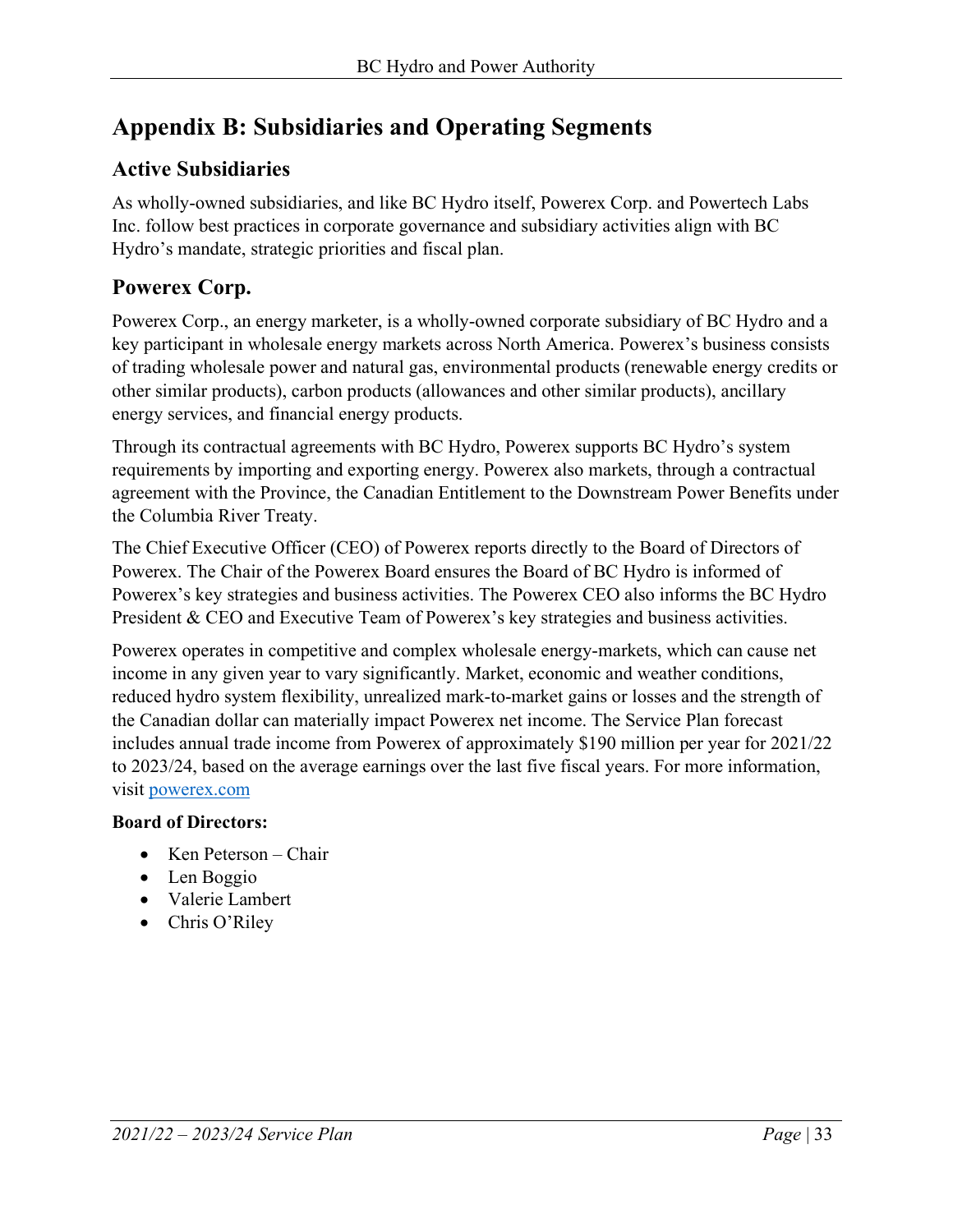# Appendix B: Subsidiaries and Operating Segments

## Active Subsidiaries

As wholly-owned subsidiaries, and like BC Hydro itself, Powerex Corp. and Powertech Labs Inc. follow best practices in corporate governance and subsidiary activities align with BC Hydro's mandate, strategic priorities and fiscal plan.

## Powerex Corp.

Powerex Corp., an energy marketer, is a wholly-owned corporate subsidiary of BC Hydro and a key participant in wholesale energy markets across North America. Powerex's business consists of trading wholesale power and natural gas, environmental products (renewable energy credits or other similar products), carbon products (allowances and other similar products), ancillary energy services, and financial energy products.

Through its contractual agreements with BC Hydro, Powerex supports BC Hydro's system requirements by importing and exporting energy. Powerex also markets, through a contractual agreement with the Province, the Canadian Entitlement to the Downstream Power Benefits under the Columbia River Treaty.

The Chief Executive Officer (CEO) of Powerex reports directly to the Board of Directors of Powerex. The Chair of the Powerex Board ensures the Board of BC Hydro is informed of Powerex's key strategies and business activities. The Powerex CEO also informs the BC Hydro President & CEO and Executive Team of Powerex's key strategies and business activities.

Powerex operates in competitive and complex wholesale energy-markets, which can cause net income in any given year to vary significantly. Market, economic and weather conditions, reduced hydro system flexibility, unrealized mark-to-market gains or losses and the strength of the Canadian dollar can materially impact Powerex net income. The Service Plan forecast includes annual trade income from Powerex of approximately $190 million per year for 2021/22 to 2023/24, based on the average earnings over the last five fiscal years. For more information, visit [powerex.com](powerex.com)

**Board of Directors:**

- Ken Peterson – Chair
- Len Boggio
- Valerie Lambert
- Chris O'Riley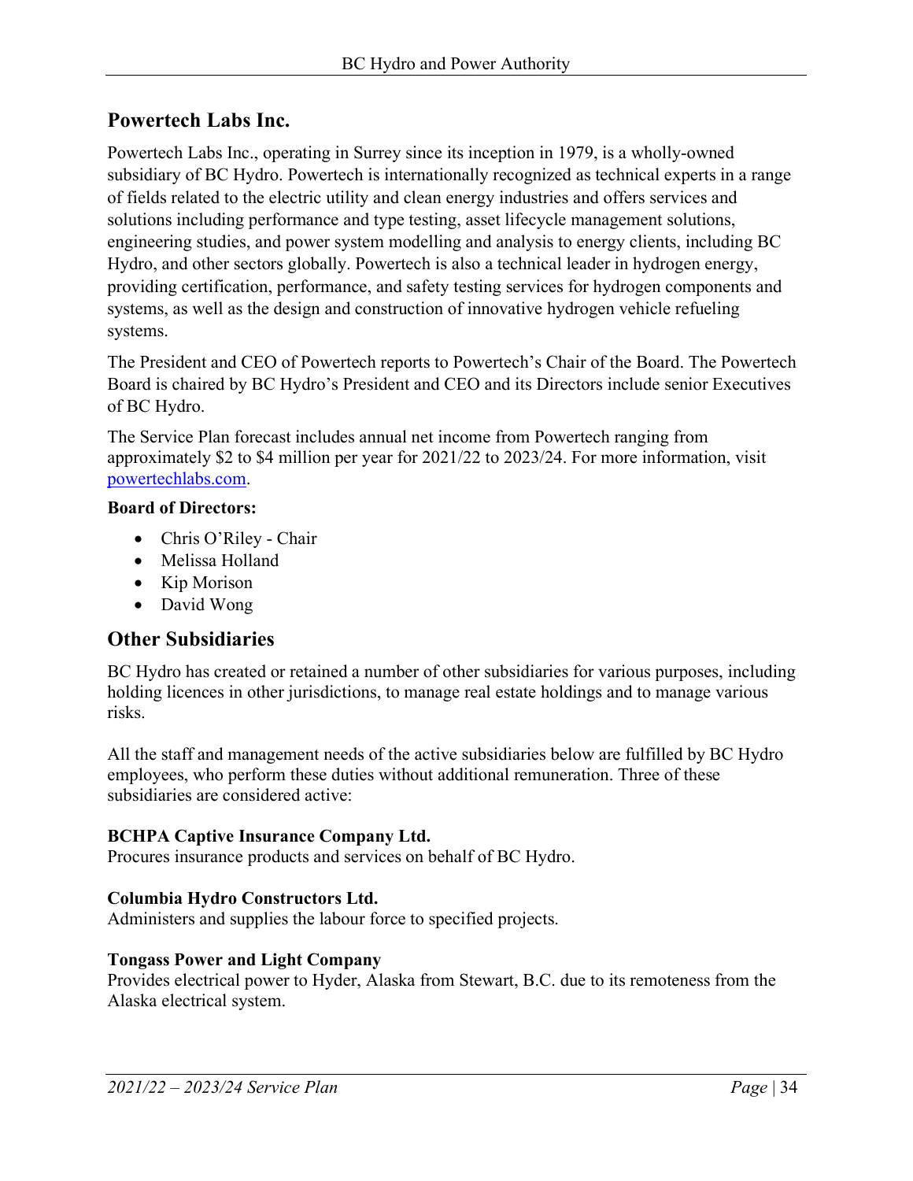## Powertech Labs Inc.

Powertech Labs Inc., operating in Surrey since its inception in 1979, is a wholly-owned subsidiary of BC Hydro. Powertech is internationally recognized as technical experts in a range of fields related to the electric utility and clean energy industries and offers services and solutions including performance and type testing, asset lifecycle management solutions, engineering studies, and power system modelling and analysis to energy clients, including BC Hydro, and other sectors globally. Powertech is also a technical leader in hydrogen energy, providing certification, performance, and safety testing services for hydrogen components and systems, as well as the design and construction of innovative hydrogen vehicle refueling systems.

The President and CEO of Powertech reports to Powertech's Chair of the Board. The Powertech Board is chaired by BC Hydro's President and CEO and its Directors include senior Executives of BC Hydro.

The Service Plan forecast includes annual net income from Powertech ranging from approximately $2 to $4 million per year for 2021/22 to 2023/24. For more information, visit [powertechlabs.com](powertechlabs.com).

**Board of Directors:**

- Chris O'Riley - Chair
- Melissa Holland
- Kip Morison
- David Wong

## Other Subsidiaries

BC Hydro has created or retained a number of other subsidiaries for various purposes, including holding licences in other jurisdictions, to manage real estate holdings and to manage various risks.

All the staff and management needs of the active subsidiaries below are fulfilled by BC Hydro employees, who perform these duties without additional remuneration. Three of these subsidiaries are considered active:

**BCHPA Captive Insurance Company Ltd.**
Procures insurance products and services on behalf of BC Hydro.

**Columbia Hydro Constructors Ltd.**
Administers and supplies the labour force to specified projects.

**Tongass Power and Light Company**
Provides electrical power to Hyder, Alaska from Stewart, B.C. due to its remoteness from the Alaska electrical system.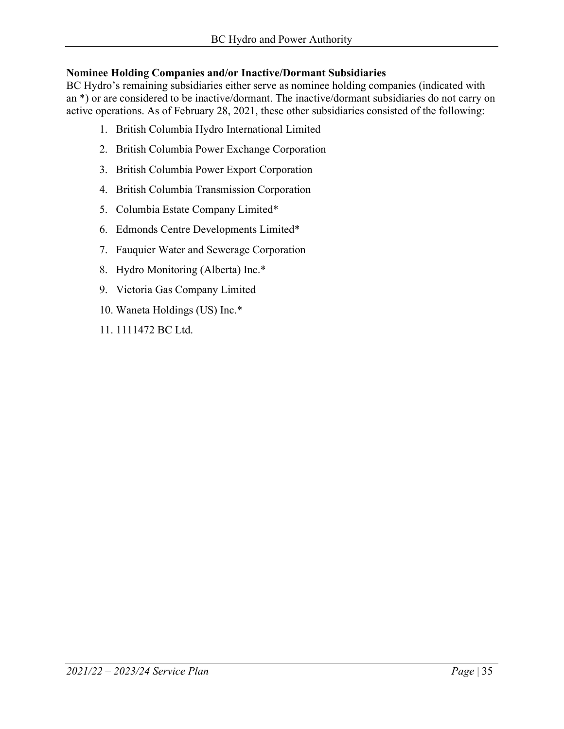**Nominee Holding Companies and/or Inactive/Dormant Subsidiaries**

BC Hydro's remaining subsidiaries either serve as nominee holding companies (indicated with an *) or are considered to be inactive/dormant. The inactive/dormant subsidiaries do not carry on active operations. As of February 28, 2021, these other subsidiaries consisted of the following:

1. British Columbia Hydro International Limited
2. British Columbia Power Exchange Corporation
3. British Columbia Power Export Corporation
4. British Columbia Transmission Corporation
5. Columbia Estate Company Limited*
6. Edmonds Centre Developments Limited*
7. Fauquier Water and Sewerage Corporation
8. Hydro Monitoring (Alberta) Inc.*
9. Victoria Gas Company Limited
10. Waneta Holdings (US) Inc.*
11. 1111472 BC Ltd.